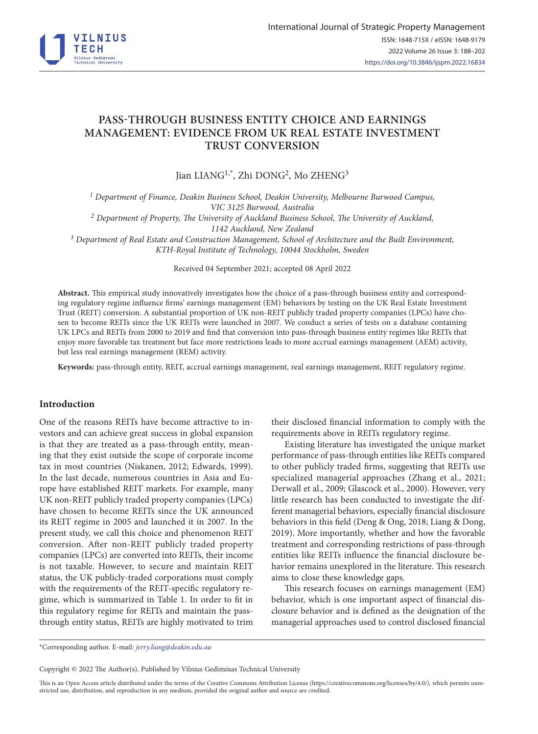# PASS-THROUGH BUSINESS ENTITY CHOICE AND EARNINGS MANAGEMENT: EVIDENCE FROM UK REAL ESTATE INVESTMENT TRUST CONVERSION

Jian LIANG[1,*], Zhi DONG[2], Mo ZHENG[3]

[1] *Department of Finance, Deakin Business School, Deakin University, Melbourne Burwood Campus, VIC 3125 Burwood, Australia*

[2] *Department of Property, The University of Auckland Business School, The University of Auckland, 1142 Auckland, New Zealand*

[3] *Department of Real Estate and Construction Management, School of Architecture and the Built Environment, KTH-Royal Institute of Technology, 10044 Stockholm, Sweden*

Received 04 September 2021; accepted 08 April 2022

**Abstract.** This empirical study innovatively investigates how the choice of a pass-through business entity and corresponding regulatory regime influence firms' earnings management (EM) behaviors by testing on the UK Real Estate Investment Trust (REIT) conversion. A substantial proportion of UK non-REIT publicly traded property companies (LPCs) have chosen to become REITs since the UK REITs were launched in 2007. We conduct a series of tests on a database containing UK LPCs and REITs from 2000 to 2019 and find that conversion into pass-through business entity regimes like REITs that enjoy more favorable tax treatment but face more restrictions leads to more accrual earnings management (AEM) activity, but less real earnings management (REM) activity.

**Keywords:** pass-through entity, REIT, accrual earnings management, real earnings management, REIT regulatory regime.

## Introduction

One of the reasons REITs have become attractive to investors and can achieve great success in global expansion is that they are treated as a pass-through entity, meaning that they exist outside the scope of corporate income tax in most countries (Niskanen, 2012; Edwards, 1999). In the last decade, numerous countries in Asia and Europe have established REIT markets. For example, many UK non-REIT publicly traded property companies (LPCs) have chosen to become REITs since the UK announced its REIT regime in 2005 and launched it in 2007. In the present study, we call this choice and phenomenon REIT conversion. After non-REIT publicly traded property companies (LPCs) are converted into REITs, their income is not taxable. However, to secure and maintain REIT status, the UK publicly-traded corporations must comply with the requirements of the REIT-specific regulatory regime, which is summarized in Table 1. In order to fit in this regulatory regime for REITs and maintain the pass-through entity status, REITs are highly motivated to trim their disclosed financial information to comply with the requirements above in REITs regulatory regime.

Existing literature has investigated the unique market performance of pass-through entities like REITs compared to other publicly traded firms, suggesting that REITs use specialized managerial approaches (Zhang et al., 2021; Derwall et al., 2009; Glascock et al., 2000). However, very little research has been conducted to investigate the different managerial behaviors, especially financial disclosure behaviors in this field (Deng & Ong, 2018; Liang & Dong, 2019). More importantly, whether and how the favorable treatment and corresponding restrictions of pass-through entities like REITs influence the financial disclosure behavior remains unexplored in the literature. This research aims to close these knowledge gaps.

This research focuses on earnings management (EM) behavior, which is one important aspect of financial disclosure behavior and is defined as the designation of the managerial approaches used to control disclosed financial

*Corresponding author. E-mail: *jerry.liang@deakin.edu.au*

Copyright © 2022 The Author(s). Published by Vilnius Gediminas Technical University

This is an Open Access article distributed under the terms of the Creative Commons Attribution License (https://creativecommons.org/licenses/by/4.0/), which permits unrestricted use, distribution, and reproduction in any medium, provided the original author and source are credited.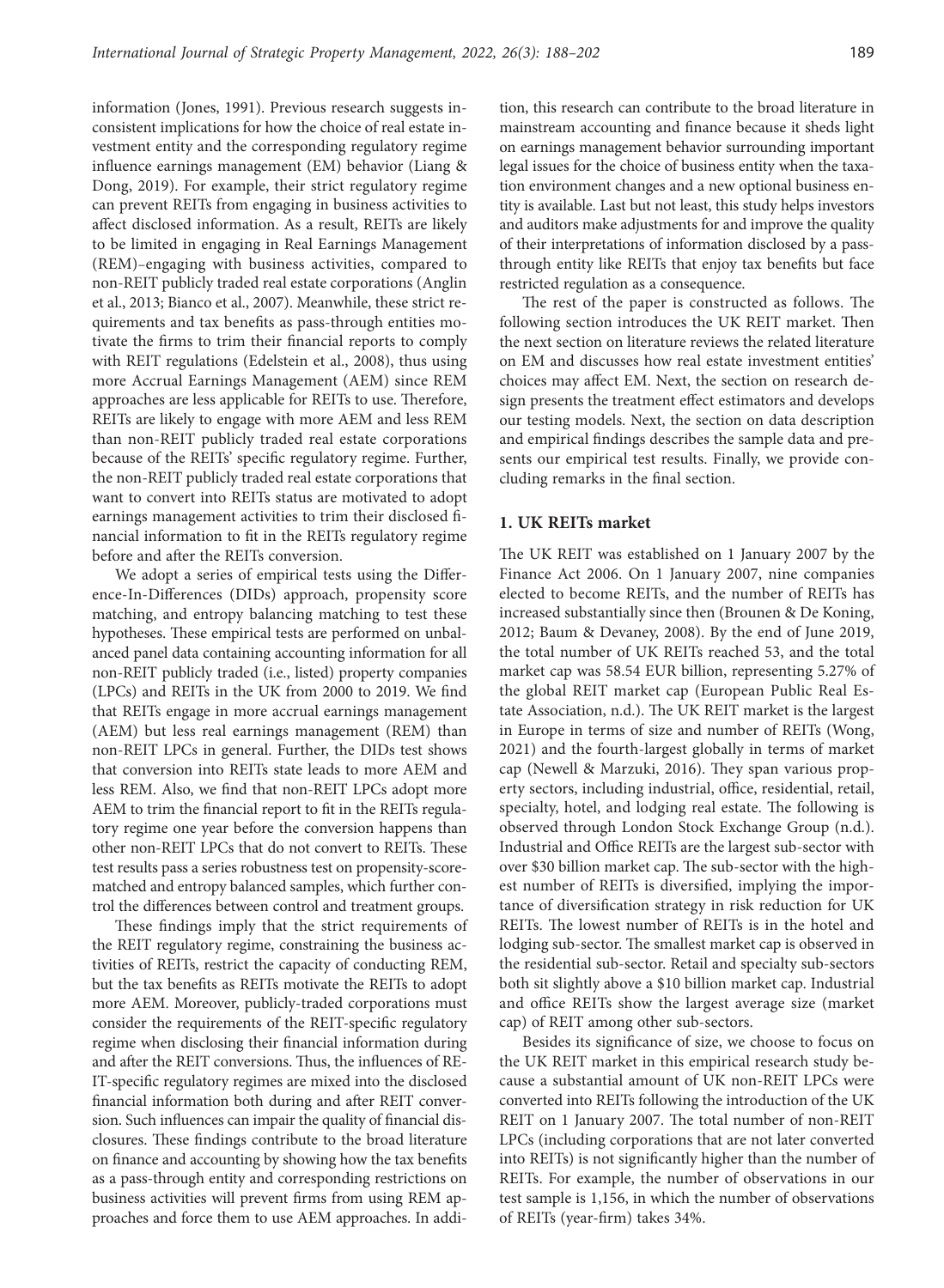information (Jones, 1991). Previous research suggests inconsistent implications for how the choice of real estate investment entity and the corresponding regulatory regime influence earnings management (EM) behavior (Liang & Dong, 2019). For example, their strict regulatory regime can prevent REITs from engaging in business activities to affect disclosed information. As a result, REITs are likely to be limited in engaging in Real Earnings Management (REM)–engaging with business activities, compared to non-REIT publicly traded real estate corporations (Anglin et al., 2013; Bianco et al., 2007). Meanwhile, these strict requirements and tax benefits as pass-through entities motivate the firms to trim their financial reports to comply with REIT regulations (Edelstein et al., 2008), thus using more Accrual Earnings Management (AEM) since REM approaches are less applicable for REITs to use. Therefore, REITs are likely to engage with more AEM and less REM than non-REIT publicly traded real estate corporations because of the REITs' specific regulatory regime. Further, the non-REIT publicly traded real estate corporations that want to convert into REITs status are motivated to adopt earnings management activities to trim their disclosed financial information to fit in the REITs regulatory regime before and after the REITs conversion.

We adopt a series of empirical tests using the Difference-In-Differences (DIDs) approach, propensity score matching, and entropy balancing matching to test these hypotheses. These empirical tests are performed on unbalanced panel data containing accounting information for all non-REIT publicly traded (i.e., listed) property companies (LPCs) and REITs in the UK from 2000 to 2019. We find that REITs engage in more accrual earnings management (AEM) but less real earnings management (REM) than non-REIT LPCs in general. Further, the DIDs test shows that conversion into REITs state leads to more AEM and less REM. Also, we find that non-REIT LPCs adopt more AEM to trim the financial report to fit in the REITs regulatory regime one year before the conversion happens than other non-REIT LPCs that do not convert to REITs. These test results pass a series robustness test on propensity-score-matched and entropy balanced samples, which further control the differences between control and treatment groups.

These findings imply that the strict requirements of the REIT regulatory regime, constraining the business activities of REITs, restrict the capacity of conducting REM, but the tax benefits as REITs motivate the REITs to adopt more AEM. Moreover, publicly-traded corporations must consider the requirements of the REIT-specific regulatory regime when disclosing their financial information during and after the REIT conversions. Thus, the influences of REIT-specific regulatory regimes are mixed into the disclosed financial information both during and after REIT conversion. Such influences can impair the quality of financial disclosures. These findings contribute to the broad literature on finance and accounting by showing how the tax benefits as a pass-through entity and corresponding restrictions on business activities will prevent firms from using REM approaches and force them to use AEM approaches. In addition, this research can contribute to the broad literature in mainstream accounting and finance because it sheds light on earnings management behavior surrounding important legal issues for the choice of business entity when the taxation environment changes and a new optional business entity is available. Last but not least, this study helps investors and auditors make adjustments for and improve the quality of their interpretations of information disclosed by a pass-through entity like REITs that enjoy tax benefits but face restricted regulation as a consequence.

The rest of the paper is constructed as follows. The following section introduces the UK REIT market. Then the next section on literature reviews the related literature on EM and discusses how real estate investment entities' choices may affect EM. Next, the section on research design presents the treatment effect estimators and develops our testing models. Next, the section on data description and empirical findings describes the sample data and presents our empirical test results. Finally, we provide concluding remarks in the final section.

## 1. UK REITs market

The UK REIT was established on 1 January 2007 by the Finance Act 2006. On 1 January 2007, nine companies elected to become REITs, and the number of REITs has increased substantially since then (Brounen & De Koning, 2012; Baum & Devaney, 2008). By the end of June 2019, the total number of UK REITs reached 53, and the total market cap was 58.54 EUR billion, representing 5.27% of the global REIT market cap (European Public Real Estate Association, n.d.). The UK REIT market is the largest in Europe in terms of size and number of REITs (Wong, 2021) and the fourth-largest globally in terms of market cap (Newell & Marzuki, 2016). They span various property sectors, including industrial, office, residential, retail, specialty, hotel, and lodging real estate. The following is observed through London Stock Exchange Group (n.d.). Industrial and Office REITs are the largest sub-sector with over $30 billion market cap. The sub-sector with the highest number of REITs is diversified, implying the importance of diversification strategy in risk reduction for UK REITs. The lowest number of REITs is in the hotel and lodging sub-sector. The smallest market cap is observed in the residential sub-sector. Retail and specialty sub-sectors both sit slightly above a $10 billion market cap. Industrial and office REITs show the largest average size (market cap) of REIT among other sub-sectors.

Besides its significance of size, we choose to focus on the UK REIT market in this empirical research study because a substantial amount of UK non-REIT LPCs were converted into REITs following the introduction of the UK REIT on 1 January 2007. The total number of non-REIT LPCs (including corporations that are not later converted into REITs) is not significantly higher than the number of REITs. For example, the number of observations in our test sample is 1,156, in which the number of observations of REITs (year-firm) takes 34%.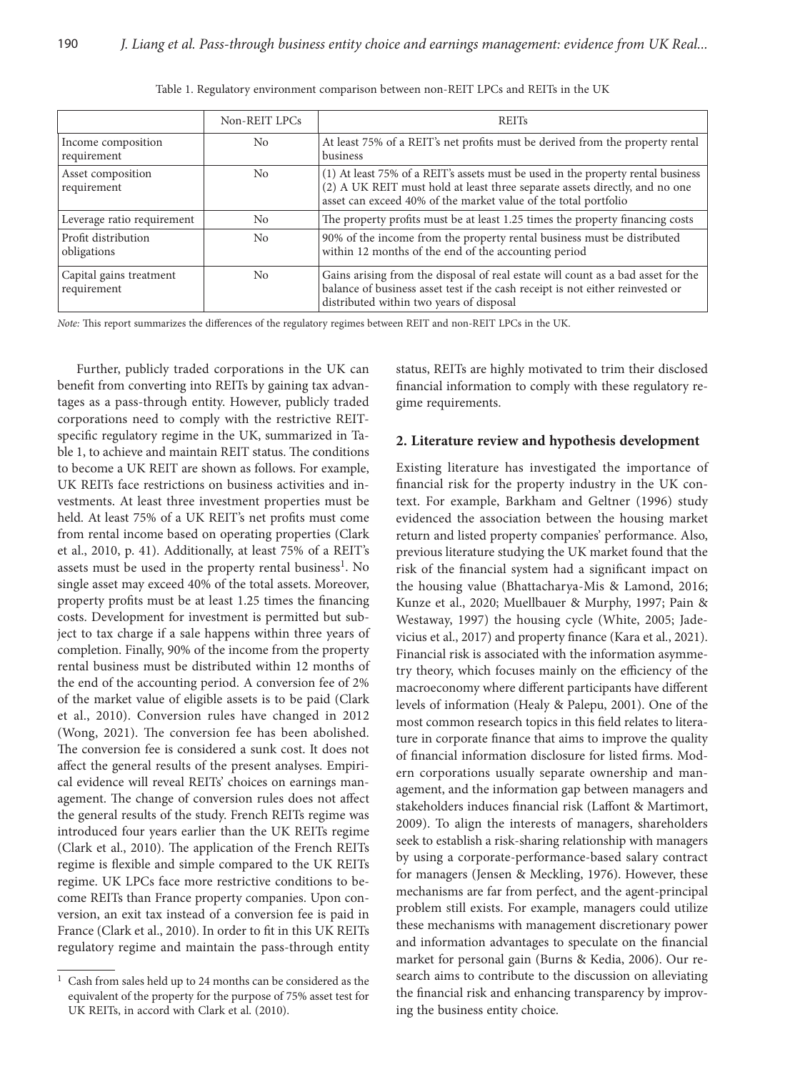Table 1. Regulatory environment comparison between non-REIT LPCs and REITs in the UK

| | Non-REIT LPCs | REITs |
|---|---|---|
| Income composition requirement | No | At least 75% of a REIT's net profits must be derived from the property rental business |
| Asset composition requirement | No | (1) At least 75% of a REIT's assets must be used in the property rental business (2) A UK REIT must hold at least three separate assets directly, and no one asset can exceed 40% of the market value of the total portfolio |
| Leverage ratio requirement | No | The property profits must be at least 1.25 times the property financing costs |
| Profit distribution obligations | No | 90% of the income from the property rental business must be distributed within 12 months of the end of the accounting period |
| Capital gains treatment requirement | No | Gains arising from the disposal of real estate will count as a bad asset for the balance of business asset test if the cash receipt is not either reinvested or distributed within two years of disposal |

*Note:* This report summarizes the differences of the regulatory regimes between REIT and non-REIT LPCs in the UK.

Further, publicly traded corporations in the UK can benefit from converting into REITs by gaining tax advantages as a pass-through entity. However, publicly traded corporations need to comply with the restrictive REIT-specific regulatory regime in the UK, summarized in Table 1, to achieve and maintain REIT status. The conditions to become a UK REIT are shown as follows. For example, UK REITs face restrictions on business activities and investments. At least three investment properties must be held. At least 75% of a UK REIT's net profits must come from rental income based on operating properties (Clark et al., 2010, p. 41). Additionally, at least 75% of a REIT's assets must be used in the property rental business[1]. No single asset may exceed 40% of the total assets. Moreover, property profits must be at least 1.25 times the financing costs. Development for investment is permitted but subject to tax charge if a sale happens within three years of completion. Finally, 90% of the income from the property rental business must be distributed within 12 months of the end of the accounting period. A conversion fee of 2% of the market value of eligible assets is to be paid (Clark et al., 2010). Conversion rules have changed in 2012 (Wong, 2021). The conversion fee has been abolished. The conversion fee is considered a sunk cost. It does not affect the general results of the present analyses. Empirical evidence will reveal REITs' choices on earnings management. The change of conversion rules does not affect the general results of the study. French REITs regime was introduced four years earlier than the UK REITs regime (Clark et al., 2010). The application of the French REITs regime is flexible and simple compared to the UK REITs regime. UK LPCs face more restrictive conditions to become REITs than France property companies. Upon conversion, an exit tax instead of a conversion fee is paid in France (Clark et al., 2010). In order to fit in this UK REITs regulatory regime and maintain the pass-through entity status, REITs are highly motivated to trim their disclosed financial information to comply with these regulatory regime requirements.

## 2. Literature review and hypothesis development

Existing literature has investigated the importance of financial risk for the property industry in the UK context. For example, Barkham and Geltner (1996) study evidenced the association between the housing market return and listed property companies' performance. Also, previous literature studying the UK market found that the risk of the financial system had a significant impact on the housing value (Bhattacharya-Mis & Lamond, 2016; Kunze et al., 2020; Muellbauer & Murphy, 1997; Pain & Westaway, 1997) the housing cycle (White, 2005; Jadevicius et al., 2017) and property finance (Kara et al., 2021). Financial risk is associated with the information asymmetry theory, which focuses mainly on the efficiency of the macroeconomy where different participants have different levels of information (Healy & Palepu, 2001). One of the most common research topics in this field relates to literature in corporate finance that aims to improve the quality of financial information disclosure for listed firms. Modern corporations usually separate ownership and management, and the information gap between managers and stakeholders induces financial risk (Laffont & Martimort, 2009). To align the interests of managers, shareholders seek to establish a risk-sharing relationship with managers by using a corporate-performance-based salary contract for managers (Jensen & Meckling, 1976). However, these mechanisms are far from perfect, and the agent-principal problem still exists. For example, managers could utilize these mechanisms with management discretionary power and information advantages to speculate on the financial market for personal gain (Burns & Kedia, 2006). Our research aims to contribute to the discussion on alleviating the financial risk and enhancing transparency by improving the business entity choice.

[1] Cash from sales held up to 24 months can be considered as the equivalent of the property for the purpose of 75% asset test for UK REITs, in accord with Clark et al. (2010).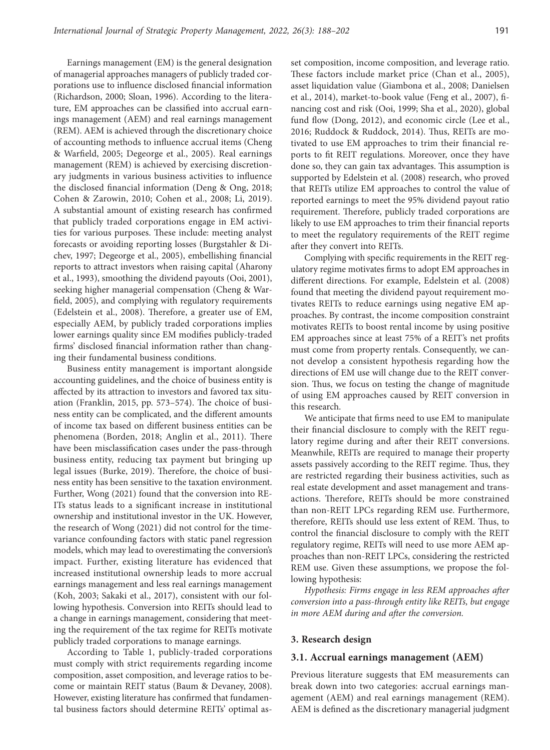Earnings management (EM) is the general designation of managerial approaches managers of publicly traded corporations use to influence disclosed financial information (Richardson, 2000; Sloan, 1996). According to the literature, EM approaches can be classified into accrual earnings management (AEM) and real earnings management (REM). AEM is achieved through the discretionary choice of accounting methods to influence accrual items (Cheng & Warfield, 2005; Degeorge et al., 2005). Real earnings management (REM) is achieved by exercising discretionary judgments in various business activities to influence the disclosed financial information (Deng & Ong, 2018; Cohen & Zarowin, 2010; Cohen et al., 2008; Li, 2019). A substantial amount of existing research has confirmed that publicly traded corporations engage in EM activities for various purposes. These include: meeting analyst forecasts or avoiding reporting losses (Burgstahler & Dichev, 1997; Degeorge et al., 2005), embellishing financial reports to attract investors when raising capital (Aharony et al., 1993), smoothing the dividend payouts (Ooi, 2001), seeking higher managerial compensation (Cheng & Warfield, 2005), and complying with regulatory requirements (Edelstein et al., 2008). Therefore, a greater use of EM, especially AEM, by publicly traded corporations implies lower earnings quality since EM modifies publicly-traded firms' disclosed financial information rather than changing their fundamental business conditions.

Business entity management is important alongside accounting guidelines, and the choice of business entity is affected by its attraction to investors and favored tax situation (Franklin, 2015, pp. 573–574). The choice of business entity can be complicated, and the different amounts of income tax based on different business entities can be phenomena (Borden, 2018; Anglin et al., 2011). There have been misclassification cases under the pass-through business entity, reducing tax payment but bringing up legal issues (Burke, 2019). Therefore, the choice of business entity has been sensitive to the taxation environment. Further, Wong (2021) found that the conversion into REITs status leads to a significant increase in institutional ownership and institutional investor in the UK. However, the research of Wong (2021) did not control for the time-variance confounding factors with static panel regression models, which may lead to overestimating the conversion's impact. Further, existing literature has evidenced that increased institutional ownership leads to more accrual earnings management and less real earnings management (Koh, 2003; Sakaki et al., 2017), consistent with our following hypothesis. Conversion into REITs should lead to a change in earnings management, considering that meeting the requirement of the tax regime for REITs motivate publicly traded corporations to manage earnings.

According to Table 1, publicly-traded corporations must comply with strict requirements regarding income composition, asset composition, and leverage ratios to become or maintain REIT status (Baum & Devaney, 2008). However, existing literature has confirmed that fundamental business factors should determine REITs' optimal asset composition, income composition, and leverage ratio. These factors include market price (Chan et al., 2005), asset liquidation value (Giambona et al., 2008; Danielsen et al., 2014), market-to-book value (Feng et al., 2007), financing cost and risk (Ooi, 1999; Sha et al., 2020), global fund flow (Dong, 2012), and economic circle (Lee et al., 2016; Ruddock & Ruddock, 2014). Thus, REITs are motivated to use EM approaches to trim their financial reports to fit REIT regulations. Moreover, once they have done so, they can gain tax advantages. This assumption is supported by Edelstein et al. (2008) research, who proved that REITs utilize EM approaches to control the value of reported earnings to meet the 95% dividend payout ratio requirement. Therefore, publicly traded corporations are likely to use EM approaches to trim their financial reports to meet the regulatory requirements of the REIT regime after they convert into REITs.

Complying with specific requirements in the REIT regulatory regime motivates firms to adopt EM approaches in different directions. For example, Edelstein et al. (2008) found that meeting the dividend payout requirement motivates REITs to reduce earnings using negative EM approaches. By contrast, the income composition constraint motivates REITs to boost rental income by using positive EM approaches since at least 75% of a REIT's net profits must come from property rentals. Consequently, we cannot develop a consistent hypothesis regarding how the directions of EM use will change due to the REIT conversion. Thus, we focus on testing the change of magnitude of using EM approaches caused by REIT conversion in this research.

We anticipate that firms need to use EM to manipulate their financial disclosure to comply with the REIT regulatory regime during and after their REIT conversions. Meanwhile, REITs are required to manage their property assets passively according to the REIT regime. Thus, they are restricted regarding their business activities, such as real estate development and asset management and transactions. Therefore, REITs should be more constrained than non-REIT LPCs regarding REM use. Furthermore, therefore, REITs should use less extent of REM. Thus, to control the financial disclosure to comply with the REIT regulatory regime, REITs will need to use more AEM approaches than non-REIT LPCs, considering the restricted REM use. Given these assumptions, we propose the following hypothesis:

*Hypothesis: Firms engage in less REM approaches after conversion into a pass-through entity like REITs, but engage in more AEM during and after the conversion.*

## 3. Research design

### 3.1. Accrual earnings management (AEM)

Previous literature suggests that EM measurements can break down into two categories: accrual earnings management (AEM) and real earnings management (REM). AEM is defined as the discretionary managerial judgment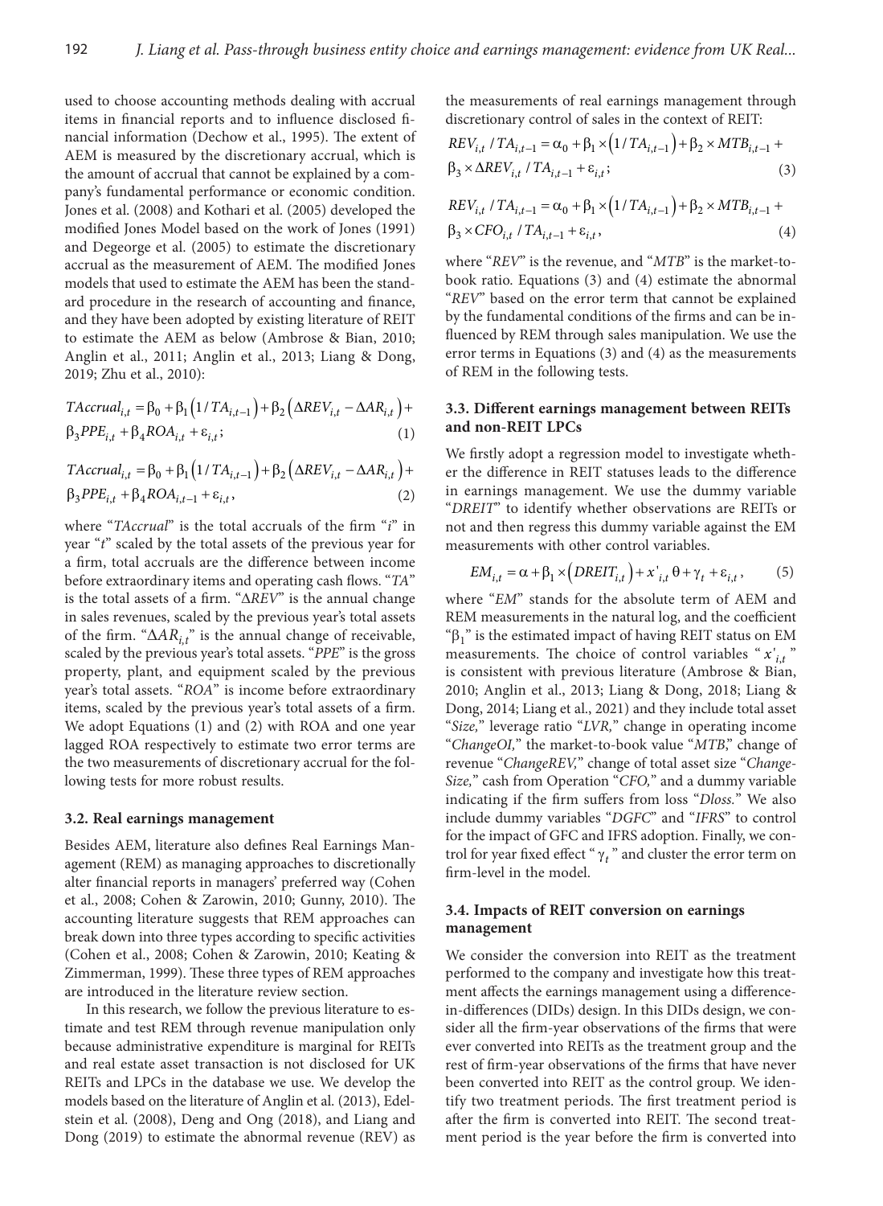used to choose accounting methods dealing with accrual items in financial reports and to influence disclosed financial information (Dechow et al., 1995). The extent of AEM is measured by the discretionary accrual, which is the amount of accrual that cannot be explained by a company's fundamental performance or economic condition. Jones et al. (2008) and Kothari et al. (2005) developed the modified Jones Model based on the work of Jones (1991) and Degeorge et al. (2005) to estimate the discretionary accrual as the measurement of AEM. The modified Jones models that used to estimate the AEM has been the standard procedure in the research of accounting and finance, and they have been adopted by existing literature of REIT to estimate the AEM as below (Ambrose & Bian, 2010; Anglin et al., 2011; Anglin et al., 2013; Liang & Dong, 2019; Zhu et al., 2010):

$$TAccrual_{i,t} = \beta_0 + \beta_1\left(1/TA_{i,t-1}\right) + \beta_2\left(\Delta REV_{i,t} - \Delta AR_{i,t}\right) + \beta_3 PPE_{i,t} + \beta_4 ROA_{i,t} + \varepsilon_{i,t}; \quad (1)$$

$$TAccrual_{i,t} = \beta_0 + \beta_1\left(1/TA_{i,t-1}\right) + \beta_2\left(\Delta REV_{i,t} - \Delta AR_{i,t}\right) + \beta_3 PPE_{i,t} + \beta_4 ROA_{i,t-1} + \varepsilon_{i,t}, \quad (2)$$

where "*TAccrual*" is the total accruals of the firm "*i*" in year "*t*" scaled by the total assets of the previous year for a firm, total accruals are the difference between income before extraordinary items and operating cash flows. "*TA*" is the total assets of a firm. "$\Delta REV$" is the annual change in sales revenues, scaled by the previous year's total assets of the firm. "$\Delta AR_{i,t}$" is the annual change of receivable, scaled by the previous year's total assets. "*PPE*" is the gross property, plant, and equipment scaled by the previous year's total assets. "*ROA*" is income before extraordinary items, scaled by the previous year's total assets of a firm. We adopt Equations (1) and (2) with ROA and one year lagged ROA respectively to estimate two error terms are the two measurements of discretionary accrual for the following tests for more robust results.

### 3.2. Real earnings management

Besides AEM, literature also defines Real Earnings Management (REM) as managing approaches to discretionally alter financial reports in managers' preferred way (Cohen et al., 2008; Cohen & Zarowin, 2010; Gunny, 2010). The accounting literature suggests that REM approaches can break down into three types according to specific activities (Cohen et al., 2008; Cohen & Zarowin, 2010; Keating & Zimmerman, 1999). These three types of REM approaches are introduced in the literature review section.

In this research, we follow the previous literature to estimate and test REM through revenue manipulation only because administrative expenditure is marginal for REITs and real estate asset transaction is not disclosed for UK REITs and LPCs in the database we use. We develop the models based on the literature of Anglin et al. (2013), Edelstein et al. (2008), Deng and Ong (2018), and Liang and Dong (2019) to estimate the abnormal revenue (REV) as the measurements of real earnings management through discretionary control of sales in the context of REIT:

$$REV_{i,t}/TA_{i,t-1} = \alpha_0 + \beta_1 \times \left(1/TA_{i,t-1}\right) + \beta_2 \times MTB_{i,t-1} + \beta_3 \times \Delta REV_{i,t}/TA_{i,t-1} + \varepsilon_{i,t}; \quad (3)$$

$$REV_{i,t}/TA_{i,t-1} = \alpha_0 + \beta_1 \times \left(1/TA_{i,t-1}\right) + \beta_2 \times MTB_{i,t-1} + \beta_3 \times CFO_{i,t}/TA_{i,t-1} + \varepsilon_{i,t}, \quad (4)$$

where "*REV*" is the revenue, and "*MTB*" is the market-to-book ratio. Equations (3) and (4) estimate the abnormal "*REV*" based on the error term that cannot be explained by the fundamental conditions of the firms and can be influenced by REM through sales manipulation. We use the error terms in Equations (3) and (4) as the measurements of REM in the following tests.

### 3.3. Different earnings management between REITs and non-REIT LPCs

We firstly adopt a regression model to investigate whether the difference in REIT statuses leads to the difference in earnings management. We use the dummy variable "*DREIT*" to identify whether observations are REITs or not and then regress this dummy variable against the EM measurements with other control variables.

$$EM_{i,t} = \alpha + \beta_1 \times \left(DREIT_{i,t}\right) + x'_{i,t}\theta + \gamma_t + \varepsilon_{i,t}, \quad (5)$$

where "*EM*" stands for the absolute term of AEM and REM measurements in the natural log, and the coefficient "$\beta_1$" is the estimated impact of having REIT status on EM measurements. The choice of control variables "$x'_{i,t}$" is consistent with previous literature (Ambrose & Bian, 2010; Anglin et al., 2013; Liang & Dong, 2018; Liang & Dong, 2014; Liang et al., 2021) and they include total asset "*Size,*" leverage ratio "*LVR,*" change in operating income "*ChangeOI,*" the market-to-book value "*MTB*," change of revenue "*ChangeREV,*" change of total asset size "*ChangeSize,*" cash from Operation "*CFO,*" and a dummy variable indicating if the firm suffers from loss "*Dloss.*" We also include dummy variables "*DGFC*" and "*IFRS*" to control for the impact of GFC and IFRS adoption. Finally, we control for year fixed effect "$\gamma_t$" and cluster the error term on firm-level in the model.

### 3.4. Impacts of REIT conversion on earnings management

We consider the conversion into REIT as the treatment performed to the company and investigate how this treatment affects the earnings management using a difference-in-differences (DIDs) design. In this DIDs design, we consider all the firm-year observations of the firms that were ever converted into REITs as the treatment group and the rest of firm-year observations of the firms that have never been converted into REIT as the control group. We identify two treatment periods. The first treatment period is after the firm is converted into REIT. The second treatment period is the year before the firm is converted into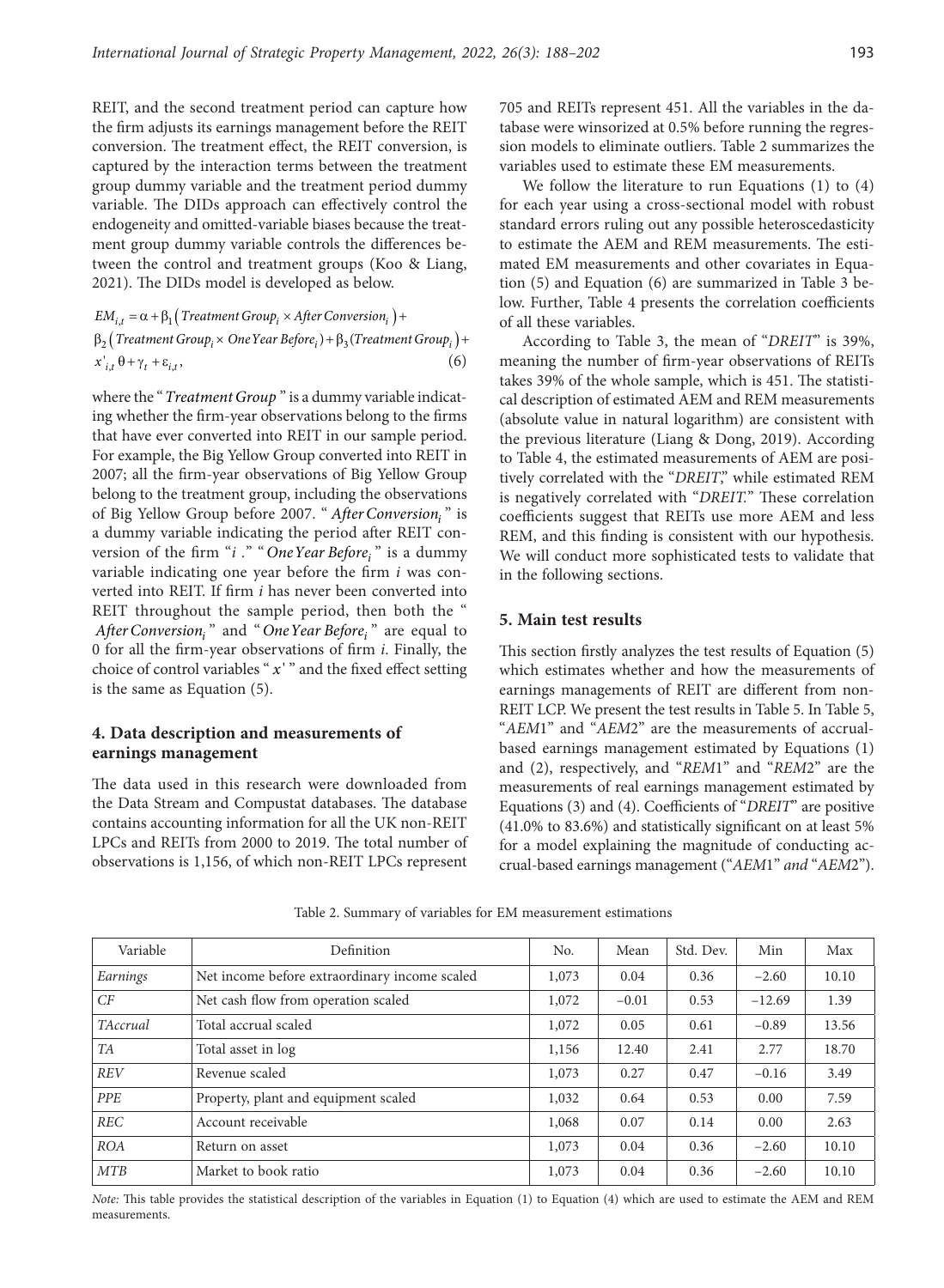REIT, and the second treatment period can capture how the firm adjusts its earnings management before the REIT conversion. The treatment effect, the REIT conversion, is captured by the interaction terms between the treatment group dummy variable and the treatment period dummy variable. The DIDs approach can effectively control the endogeneity and omitted-variable biases because the treatment group dummy variable controls the differences between the control and treatment groups (Koo & Liang, 2021). The DIDs model is developed as below.

$$EM_{i,t} = \alpha + \beta_1 \left( Treatment\,Group_i \times After\,Conversion_i \right) + \beta_2 \left( Treatment\,Group_i \times One\,Year\,Before_i \right) + \beta_3 (Treatment\,Group_i) + x'_{i,t}\,\theta + \gamma_t + \varepsilon_{i,t}, \quad (6)$$

where the "$Treatment\,Group$" is a dummy variable indicating whether the firm-year observations belong to the firms that have ever converted into REIT in our sample period. For example, the Big Yellow Group converted into REIT in 2007; all the firm-year observations of Big Yellow Group belong to the treatment group, including the observations of Big Yellow Group before 2007. "$After\,Conversion_i$" is a dummy variable indicating the period after REIT conversion of the firm "$i$." "$One\,Year\,Before_i$" is a dummy variable indicating one year before the firm $i$ was converted into REIT. If firm $i$ has never been converted into REIT throughout the sample period, then both the "$After\,Conversion_i$" and "$One\,Year\,Before_i$" are equal to 0 for all the firm-year observations of firm $i$. Finally, the choice of control variables "$x'$" and the fixed effect setting is the same as Equation (5).

## 4. Data description and measurements of earnings management

The data used in this research were downloaded from the Data Stream and Compustat databases. The database contains accounting information for all the UK non-REIT LPCs and REITs from 2000 to 2019. The total number of observations is 1,156, of which non-REIT LPCs represent 705 and REITs represent 451. All the variables in the database were winsorized at 0.5% before running the regression models to eliminate outliers. Table 2 summarizes the variables used to estimate these EM measurements.

We follow the literature to run Equations (1) to (4) for each year using a cross-sectional model with robust standard errors ruling out any possible heteroscedasticity to estimate the AEM and REM measurements. The estimated EM measurements and other covariates in Equation (5) and Equation (6) are summarized in Table 3 below. Further, Table 4 presents the correlation coefficients of all these variables.

According to Table 3, the mean of "*DREIT*" is 39%, meaning the number of firm-year observations of REITs takes 39% of the whole sample, which is 451. The statistical description of estimated AEM and REM measurements (absolute value in natural logarithm) are consistent with the previous literature (Liang & Dong, 2019). According to Table 4, the estimated measurements of AEM are positively correlated with the "*DREIT*," while estimated REM is negatively correlated with "*DREIT*." These correlation coefficients suggest that REITs use more AEM and less REM, and this finding is consistent with our hypothesis. We will conduct more sophisticated tests to validate that in the following sections.

## 5. Main test results

This section firstly analyzes the test results of Equation (5) which estimates whether and how the measurements of earnings managements of REIT are different from non-REIT LCP. We present the test results in Table 5. In Table 5, "*AEM*1" and "*AEM*2" are the measurements of accrual-based earnings management estimated by Equations (1) and (2), respectively, and "*REM*1" and "*REM*2" are the measurements of real earnings management estimated by Equations (3) and (4). Coefficients of "*DREIT*" are positive (41.0% to 83.6%) and statistically significant on at least 5% for a model explaining the magnitude of conducting accrual-based earnings management ("*AEM*1" *and* "*AEM*2").

Table 2. Summary of variables for EM measurement estimations

| Variable | Definition | No. | Mean | Std. Dev. | Min | Max |
|---|---|---|---|---|---|---|
| *Earnings* | Net income before extraordinary income scaled | 1,073 | 0.04 | 0.36 | −2.60 | 10.10 |
| *CF* | Net cash flow from operation scaled | 1,072 | −0.01 | 0.53 | −12.69 | 1.39 |
| *TAccrual* | Total accrual scaled | 1,072 | 0.05 | 0.61 | −0.89 | 13.56 |
| *TA* | Total asset in log | 1,156 | 12.40 | 2.41 | 2.77 | 18.70 |
| *REV* | Revenue scaled | 1,073 | 0.27 | 0.47 | −0.16 | 3.49 |
| *PPE* | Property, plant and equipment scaled | 1,032 | 0.64 | 0.53 | 0.00 | 7.59 |
| *REC* | Account receivable | 1,068 | 0.07 | 0.14 | 0.00 | 2.63 |
| *ROA* | Return on asset | 1,073 | 0.04 | 0.36 | −2.60 | 10.10 |
| *MTB* | Market to book ratio | 1,073 | 0.04 | 0.36 | −2.60 | 10.10 |

*Note:* This table provides the statistical description of the variables in Equation (1) to Equation (4) which are used to estimate the AEM and REM measurements.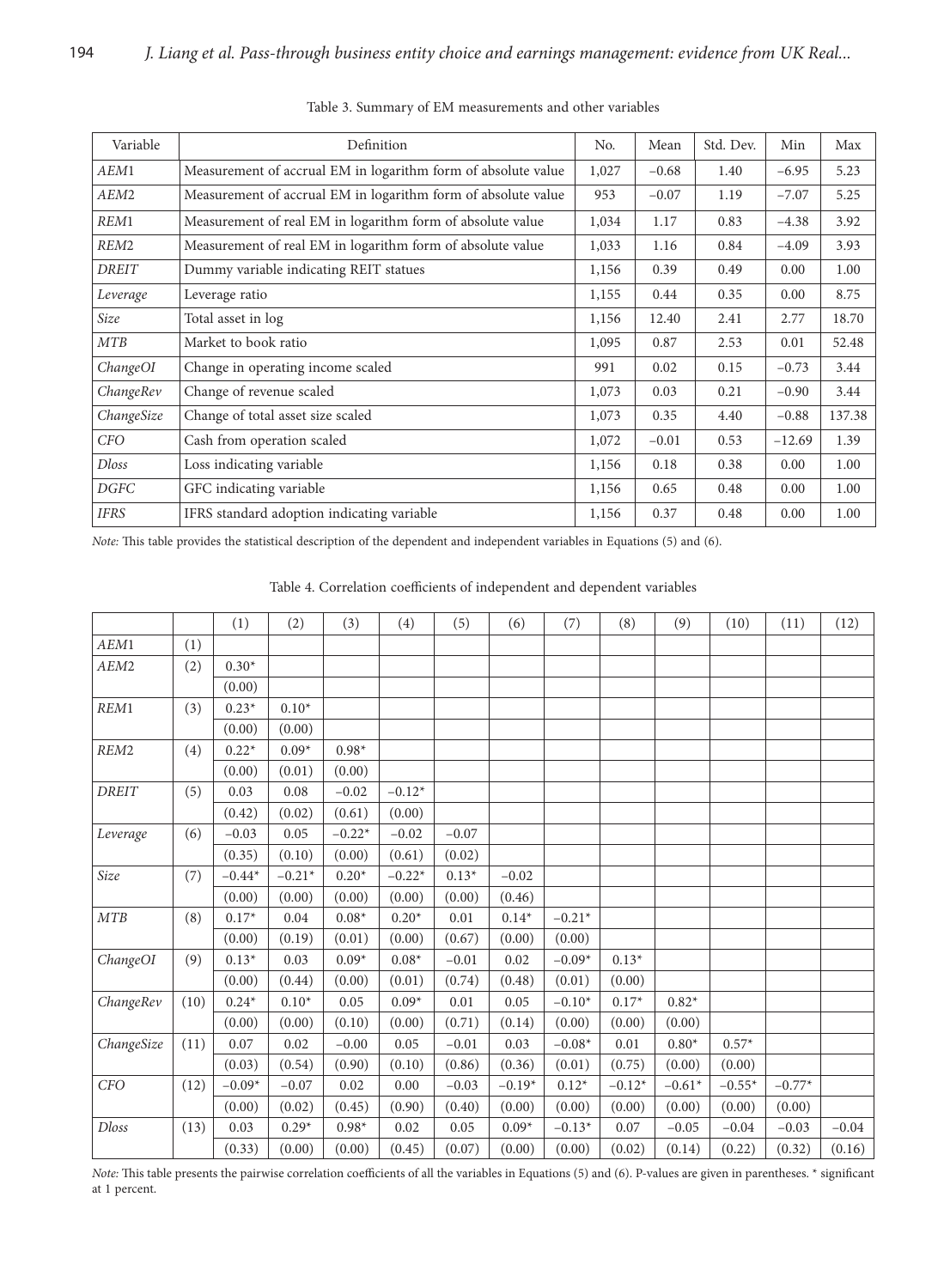Table 3. Summary of EM measurements and other variables

| Variable | Definition | No. | Mean | Std. Dev. | Min | Max |
|---|---|---|---|---|---|---|
| *AEM*1 | Measurement of accrual EM in logarithm form of absolute value | 1,027 | −0.68 | 1.40 | −6.95 | 5.23 |
| *AEM*2 | Measurement of accrual EM in logarithm form of absolute value | 953 | −0.07 | 1.19 | −7.07 | 5.25 |
| *REM*1 | Measurement of real EM in logarithm form of absolute value | 1,034 | 1.17 | 0.83 | −4.38 | 3.92 |
| *REM*2 | Measurement of real EM in logarithm form of absolute value | 1,033 | 1.16 | 0.84 | −4.09 | 3.93 |
| *DREIT* | Dummy variable indicating REIT statues | 1,156 | 0.39 | 0.49 | 0.00 | 1.00 |
| *Leverage* | Leverage ratio | 1,155 | 0.44 | 0.35 | 0.00 | 8.75 |
| *Size* | Total asset in log | 1,156 | 12.40 | 2.41 | 2.77 | 18.70 |
| *MTB* | Market to book ratio | 1,095 | 0.87 | 2.53 | 0.01 | 52.48 |
| *ChangeOI* | Change in operating income scaled | 991 | 0.02 | 0.15 | −0.73 | 3.44 |
| *ChangeRev* | Change of revenue scaled | 1,073 | 0.03 | 0.21 | −0.90 | 3.44 |
| *ChangeSize* | Change of total asset size scaled | 1,073 | 0.35 | 4.40 | −0.88 | 137.38 |
| *CFO* | Cash from operation scaled | 1,072 | −0.01 | 0.53 | −12.69 | 1.39 |
| *Dloss* | Loss indicating variable | 1,156 | 0.18 | 0.38 | 0.00 | 1.00 |
| *DGFC* | GFC indicating variable | 1,156 | 0.65 | 0.48 | 0.00 | 1.00 |
| *IFRS* | IFRS standard adoption indicating variable | 1,156 | 0.37 | 0.48 | 0.00 | 1.00 |

*Note:* This table provides the statistical description of the dependent and independent variables in Equations (5) and (6).

Table 4. Correlation coefficients of independent and dependent variables

| | | (1) | (2) | (3) | (4) | (5) | (6) | (7) | (8) | (9) | (10) | (11) | (12) |
|---|---|---|---|---|---|---|---|---|---|---|---|---|---|
| *AEM*1 | (1) | | | | | | | | | | | | |
| *AEM*2 | (2) | 0.30* | | | | | | | | | | | |
| | | (0.00) | | | | | | | | | | | |
| *REM*1 | (3) | 0.23* | 0.10* | | | | | | | | | | |
| | | (0.00) | (0.00) | | | | | | | | | | |
| *REM*2 | (4) | 0.22* | 0.09* | 0.98* | | | | | | | | | |
| | | (0.00) | (0.01) | (0.00) | | | | | | | | | |
| *DREIT* | (5) | 0.03 | 0.08 | −0.02 | −0.12* | | | | | | | | |
| | | (0.42) | (0.02) | (0.61) | (0.00) | | | | | | | | |
| *Leverage* | (6) | −0.03 | 0.05 | −0.22* | −0.02 | −0.07 | | | | | | | |
| | | (0.35) | (0.10) | (0.00) | (0.61) | (0.02) | | | | | | | |
| *Size* | (7) | −0.44* | −0.21* | 0.20* | −0.22* | 0.13* | −0.02 | | | | | | |
| | | (0.00) | (0.00) | (0.00) | (0.00) | (0.00) | (0.46) | | | | | | |
| *MTB* | (8) | 0.17* | 0.04 | 0.08* | 0.20* | 0.01 | 0.14* | −0.21* | | | | | |
| | | (0.00) | (0.19) | (0.01) | (0.00) | (0.67) | (0.00) | (0.00) | | | | | |
| *ChangeOI* | (9) | 0.13* | 0.03 | 0.09* | 0.08* | −0.01 | 0.02 | −0.09* | 0.13* | | | | |
| | | (0.00) | (0.44) | (0.00) | (0.01) | (0.74) | (0.48) | (0.01) | (0.00) | | | | |
| *ChangeRev* | (10) | 0.24* | 0.10* | 0.05 | 0.09* | 0.01 | 0.05 | −0.10* | 0.17* | 0.82* | | | |
| | | (0.00) | (0.00) | (0.10) | (0.00) | (0.71) | (0.14) | (0.00) | (0.00) | (0.00) | | | |
| *ChangeSize* | (11) | 0.07 | 0.02 | −0.00 | 0.05 | −0.01 | 0.03 | −0.08* | 0.01 | 0.80* | 0.57* | | |
| | | (0.03) | (0.54) | (0.90) | (0.10) | (0.86) | (0.36) | (0.01) | (0.75) | (0.00) | (0.00) | | |
| *CFO* | (12) | −0.09* | −0.07 | 0.02 | 0.00 | −0.03 | −0.19* | 0.12* | −0.12* | −0.61* | −0.55* | −0.77* | |
| | | (0.00) | (0.02) | (0.45) | (0.90) | (0.40) | (0.00) | (0.00) | (0.00) | (0.00) | (0.00) | (0.00) | |
| *Dloss* | (13) | 0.03 | 0.29* | 0.98* | 0.02 | 0.05 | 0.09* | −0.13* | 0.07 | −0.05 | −0.04 | −0.03 | −0.04 |
| | | (0.33) | (0.00) | (0.00) | (0.45) | (0.07) | (0.00) | (0.00) | (0.02) | (0.14) | (0.22) | (0.32) | (0.16) |

*Note:* This table presents the pairwise correlation coefficients of all the variables in Equations (5) and (6). P-values are given in parentheses. * significant at 1 percent.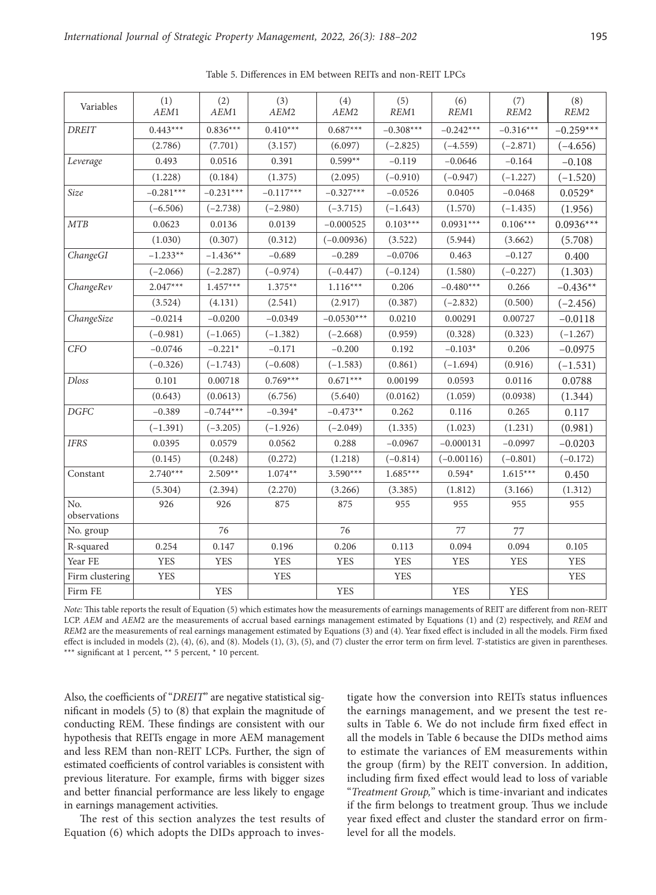Table 5. Differences in EM between REITs and non-REIT LPCs

| Variables | (1) *AEM*1 | (2) *AEM*1 | (3) *AEM*2 | (4) *AEM*2 | (5) *REM*1 | (6) *REM*1 | (7) *REM*2 | (8) *REM*2 |
|---|---|---|---|---|---|---|---|---|
| *DREIT* | 0.443*** | 0.836*** | 0.410*** | 0.687*** | −0.308*** | −0.242*** | −0.316*** | −0.259*** |
| | (2.786) | (7.701) | (3.157) | (6.097) | (−2.825) | (−4.559) | (−2.871) | (−4.656) |
| *Leverage* | 0.493 | 0.0516 | 0.391 | 0.599** | −0.119 | −0.0646 | −0.164 | −0.108 |
| | (1.228) | (0.184) | (1.375) | (2.095) | (−0.910) | (−0.947) | (−1.227) | (−1.520) |
| *Size* | −0.281*** | −0.231*** | −0.117*** | −0.327*** | −0.0526 | 0.0405 | −0.0468 | 0.0529* |
| | (−6.506) | (−2.738) | (−2.980) | (−3.715) | (−1.643) | (1.570) | (−1.435) | (1.956) |
| *MTB* | 0.0623 | 0.0136 | 0.0139 | −0.000525 | 0.103*** | 0.0931*** | 0.106*** | 0.0936*** |
| | (1.030) | (0.307) | (0.312) | (−0.00936) | (3.522) | (5.944) | (3.662) | (5.708) |
| *ChangeGI* | −1.233** | −1.436** | −0.689 | −0.289 | −0.0706 | 0.463 | −0.127 | 0.400 |
| | (−2.066) | (−2.287) | (−0.974) | (−0.447) | (−0.124) | (1.580) | (−0.227) | (1.303) |
| *ChangeRev* | 2.047*** | 1.457*** | 1.375** | 1.116*** | 0.206 | −0.480*** | 0.266 | −0.436** |
| | (3.524) | (4.131) | (2.541) | (2.917) | (0.387) | (−2.832) | (0.500) | (−2.456) |
| *ChangeSize* | −0.0214 | −0.0200 | −0.0349 | −0.0530*** | 0.0210 | 0.00291 | 0.00727 | −0.0118 |
| | (−0.981) | (−1.065) | (−1.382) | (−2.668) | (0.959) | (0.328) | (0.323) | (−1.267) |
| *CFO* | −0.0746 | −0.221* | −0.171 | −0.200 | 0.192 | −0.103* | 0.206 | −0.0975 |
| | (−0.326) | (−1.743) | (−0.608) | (−1.583) | (0.861) | (−1.694) | (0.916) | (−1.531) |
| *Dloss* | 0.101 | 0.00718 | 0.769*** | 0.671*** | 0.00199 | 0.0593 | 0.0116 | 0.0788 |
| | (0.643) | (0.0613) | (6.756) | (5.640) | (0.0162) | (1.059) | (0.0938) | (1.344) |
| *DGFC* | −0.389 | −0.744*** | −0.394* | −0.473** | 0.262 | 0.116 | 0.265 | 0.117 |
| | (−1.391) | (−3.205) | (−1.926) | (−2.049) | (1.335) | (1.023) | (1.231) | (0.981) |
| *IFRS* | 0.0395 | 0.0579 | 0.0562 | 0.288 | −0.0967 | −0.000131 | −0.0997 | −0.0203 |
| | (0.145) | (0.248) | (0.272) | (1.218) | (−0.814) | (−0.00116) | (−0.801) | (−0.172) |
| Constant | 2.740*** | 2.509** | 1.074** | 3.590*** | 1.685*** | 0.594* | 1.615*** | 0.450 |
| | (5.304) | (2.394) | (2.270) | (3.266) | (3.385) | (1.812) | (3.166) | (1.312) |
| No. observations | 926 | 926 | 875 | 875 | 955 | 955 | 955 | 955 |
| No. group | | 76 | | 76 | | 77 | 77 | |
| R-squared | 0.254 | 0.147 | 0.196 | 0.206 | 0.113 | 0.094 | 0.094 | 0.105 |
| Year FE | YES | YES | YES | YES | YES | YES | YES | YES |
| Firm clustering | YES | | YES | | YES | | | YES |
| Firm FE | | YES | | YES | | YES | YES | |

*Note:* This table reports the result of Equation (5) which estimates how the measurements of earnings managements of REIT are different from non-REIT LCP. *AEM* and *AEM*2 are the measurements of accrual based earnings management estimated by Equations (1) and (2) respectively, and *REM* and *REM*2 are the measurements of real earnings management estimated by Equations (3) and (4). Year fixed effect is included in all the models. Firm fixed effect is included in models (2), (4), (6), and (8). Models (1), (3), (5), and (7) cluster the error term on firm level. *T*-statistics are given in parentheses. *** significant at 1 percent, ** 5 percent, * 10 percent.

Also, the coefficients of "*DREIT*" are negative statistical significant in models (5) to (8) that explain the magnitude of conducting REM. These findings are consistent with our hypothesis that REITs engage in more AEM management and less REM than non-REIT LCPs. Further, the sign of estimated coefficients of control variables is consistent with previous literature. For example, firms with bigger sizes and better financial performance are less likely to engage in earnings management activities.

The rest of this section analyzes the test results of Equation (6) which adopts the DIDs approach to investigate how the conversion into REITs status influences the earnings management, and we present the test results in Table 6. We do not include firm fixed effect in all the models in Table 6 because the DIDs method aims to estimate the variances of EM measurements within the group (firm) by the REIT conversion. In addition, including firm fixed effect would lead to loss of variable "*Treatment Group,*" which is time-invariant and indicates if the firm belongs to treatment group. Thus we include year fixed effect and cluster the standard error on firm-level for all the models.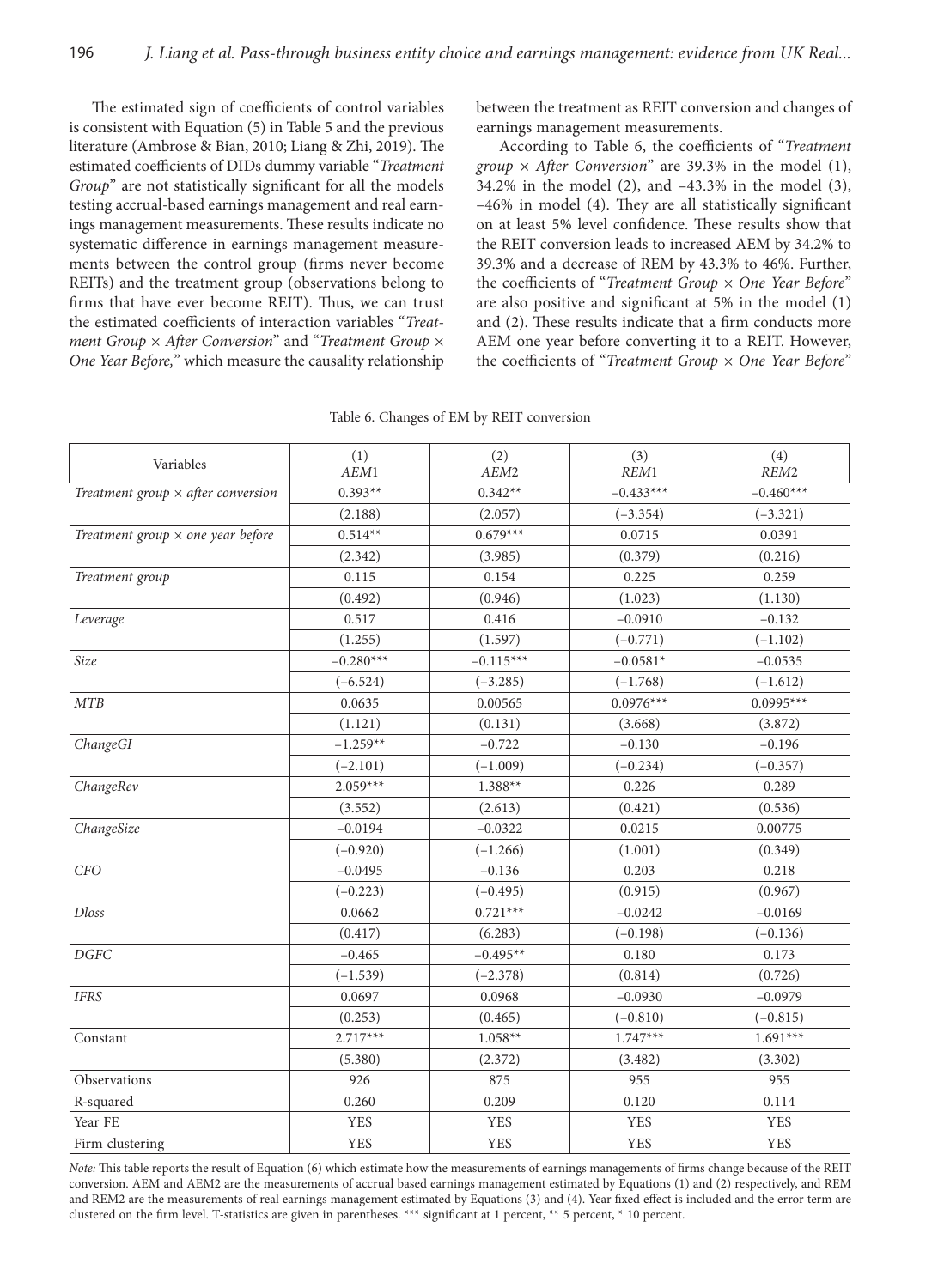The estimated sign of coefficients of control variables is consistent with Equation (5) in Table 5 and the previous literature (Ambrose & Bian, 2010; Liang & Zhi, 2019). The estimated coefficients of DIDs dummy variable "*Treatment Group*" are not statistically significant for all the models testing accrual-based earnings management and real earnings management measurements. These results indicate no systematic difference in earnings management measurements between the control group (firms never become REITs) and the treatment group (observations belong to firms that have ever become REIT). Thus, we can trust the estimated coefficients of interaction variables "*Treatment Group × After Conversion*" and "*Treatment Group × One Year Before,*" which measure the causality relationship between the treatment as REIT conversion and changes of earnings management measurements.

According to Table 6, the coefficients of "*Treatment group × After Conversion*" are 39.3% in the model (1), 34.2% in the model (2), and –43.3% in the model (3), –46% in model (4). They are all statistically significant on at least 5% level confidence. These results show that the REIT conversion leads to increased AEM by 34.2% to 39.3% and a decrease of REM by 43.3% to 46%. Further, the coefficients of "*Treatment Group × One Year Before*" are also positive and significant at 5% in the model (1) and (2). These results indicate that a firm conducts more AEM one year before converting it to a REIT. However, the coefficients of "*Treatment Group × One Year Before*"

Table 6. Changes of EM by REIT conversion

| Variables | (1) *AEM1* | (2) *AEM2* | (3) *REM1* | (4) *REM2* |
|---|---|---|---|---|
| *Treatment group × after conversion* | 0.393** | 0.342** | –0.433*** | –0.460*** |
| | (2.188) | (2.057) | (–3.354) | (–3.321) |
| *Treatment group × one year before* | 0.514** | 0.679*** | 0.0715 | 0.0391 |
| | (2.342) | (3.985) | (0.379) | (0.216) |
| *Treatment group* | 0.115 | 0.154 | 0.225 | 0.259 |
| | (0.492) | (0.946) | (1.023) | (1.130) |
| *Leverage* | 0.517 | 0.416 | –0.0910 | –0.132 |
| | (1.255) | (1.597) | (–0.771) | (–1.102) |
| *Size* | –0.280*** | –0.115*** | –0.0581* | –0.0535 |
| | (–6.524) | (–3.285) | (–1.768) | (–1.612) |
| *MTB* | 0.0635 | 0.00565 | 0.0976*** | 0.0995*** |
| | (1.121) | (0.131) | (3.668) | (3.872) |
| *ChangeGI* | –1.259** | –0.722 | –0.130 | –0.196 |
| | (–2.101) | (–1.009) | (–0.234) | (–0.357) |
| *ChangeRev* | 2.059*** | 1.388** | 0.226 | 0.289 |
| | (3.552) | (2.613) | (0.421) | (0.536) |
| *ChangeSize* | –0.0194 | –0.0322 | 0.0215 | 0.00775 |
| | (–0.920) | (–1.266) | (1.001) | (0.349) |
| *CFO* | –0.0495 | –0.136 | 0.203 | 0.218 |
| | (–0.223) | (–0.495) | (0.915) | (0.967) |
| *Dloss* | 0.0662 | 0.721*** | –0.0242 | –0.0169 |
| | (0.417) | (6.283) | (–0.198) | (–0.136) |
| *DGFC* | –0.465 | –0.495** | 0.180 | 0.173 |
| | (–1.539) | (–2.378) | (0.814) | (0.726) |
| *IFRS* | 0.0697 | 0.0968 | –0.0930 | –0.0979 |
| | (0.253) | (0.465) | (–0.810) | (–0.815) |
| Constant | 2.717*** | 1.058** | 1.747*** | 1.691*** |
| | (5.380) | (2.372) | (3.482) | (3.302) |
| Observations | 926 | 875 | 955 | 955 |
| R-squared | 0.260 | 0.209 | 0.120 | 0.114 |
| Year FE | YES | YES | YES | YES |
| Firm clustering | YES | YES | YES | YES |

*Note:* This table reports the result of Equation (6) which estimate how the measurements of earnings managements of firms change because of the REIT conversion. AEM and AEM2 are the measurements of accrual based earnings management estimated by Equations (1) and (2) respectively, and REM and REM2 are the measurements of real earnings management estimated by Equations (3) and (4). Year fixed effect is included and the error term are clustered on the firm level. T-statistics are given in parentheses. *** significant at 1 percent, ** 5 percent, * 10 percent.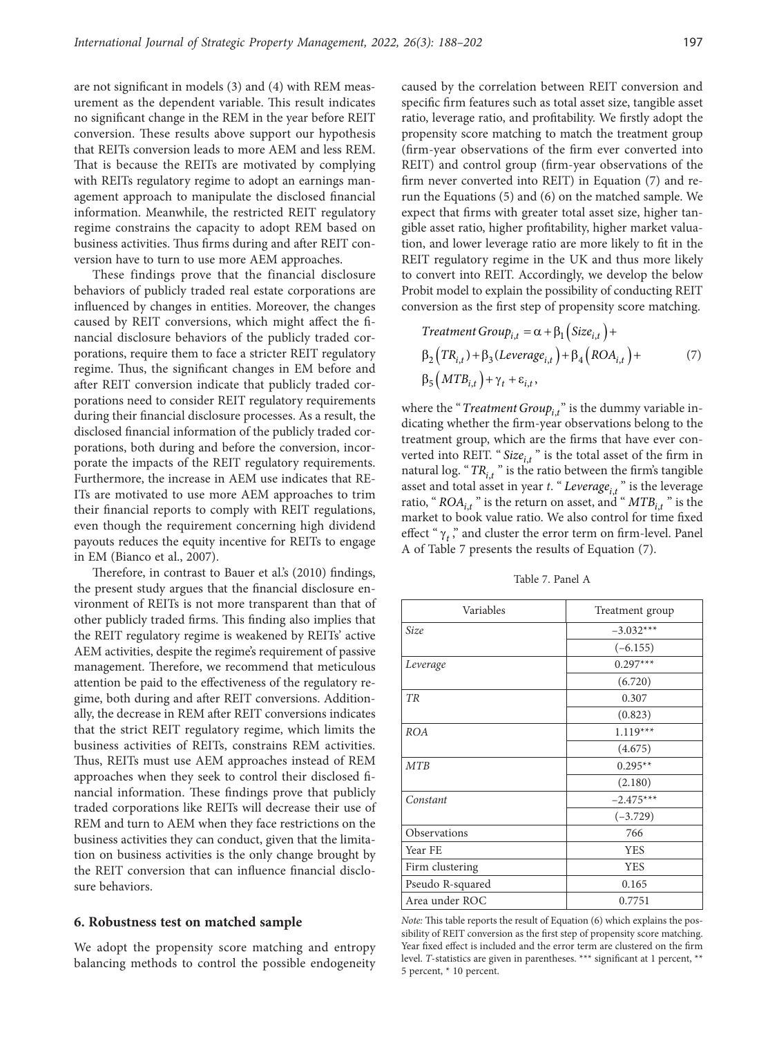are not significant in models (3) and (4) with REM measurement as the dependent variable. This result indicates no significant change in the REM in the year before REIT conversion. These results above support our hypothesis that REITs conversion leads to more AEM and less REM. That is because the REITs are motivated by complying with REITs regulatory regime to adopt an earnings management approach to manipulate the disclosed financial information. Meanwhile, the restricted REIT regulatory regime constrains the capacity to adopt REM based on business activities. Thus firms during and after REIT conversion have to turn to use more AEM approaches.

These findings prove that the financial disclosure behaviors of publicly traded real estate corporations are influenced by changes in entities. Moreover, the changes caused by REIT conversions, which might affect the financial disclosure behaviors of the publicly traded corporations, require them to face a stricter REIT regulatory regime. Thus, the significant changes in EM before and after REIT conversion indicate that publicly traded corporations need to consider REIT regulatory requirements during their financial disclosure processes. As a result, the disclosed financial information of the publicly traded corporations, both during and before the conversion, incorporate the impacts of the REIT regulatory requirements. Furthermore, the increase in AEM use indicates that REITs are motivated to use more AEM approaches to trim their financial reports to comply with REIT regulations, even though the requirement concerning high dividend payouts reduces the equity incentive for REITs to engage in EM (Bianco et al., 2007).

Therefore, in contrast to Bauer et al.'s (2010) findings, the present study argues that the financial disclosure environment of REITs is not more transparent than that of other publicly traded firms. This finding also implies that the REIT regulatory regime is weakened by REITs' active AEM activities, despite the regime's requirement of passive management. Therefore, we recommend that meticulous attention be paid to the effectiveness of the regulatory regime, both during and after REIT conversions. Additionally, the decrease in REM after REIT conversions indicates that the strict REIT regulatory regime, which limits the business activities of REITs, constrains REM activities. Thus, REITs must use AEM approaches instead of REM approaches when they seek to control their disclosed financial information. These findings prove that publicly traded corporations like REITs will decrease their use of REM and turn to AEM when they face restrictions on the business activities they can conduct, given that the limitation on business activities is the only change brought by the REIT conversion that can influence financial disclosure behaviors.

## 6. Robustness test on matched sample

We adopt the propensity score matching and entropy balancing methods to control the possible endogeneity caused by the correlation between REIT conversion and specific firm features such as total asset size, tangible asset ratio, leverage ratio, and profitability. We firstly adopt the propensity score matching to match the treatment group (firm-year observations of the firm ever converted into REIT) and control group (firm-year observations of the firm never converted into REIT) in Equation (7) and rerun the Equations (5) and (6) on the matched sample. We expect that firms with greater total asset size, higher tangible asset ratio, higher profitability, higher market valuation, and lower leverage ratio are more likely to fit in the REIT regulatory regime in the UK and thus more likely to convert into REIT. Accordingly, we develop the below Probit model to explain the possibility of conducting REIT conversion as the first step of propensity score matching.

$$Treatment\,Group_{i,t} = \alpha + \beta_1\left(Size_{i,t}\right) + \beta_2\left(TR_{i,t}\right) + \beta_3(Leverage_{i,t}) + \beta_4\left(ROA_{i,t}\right) + \beta_5\left(MTB_{i,t}\right) + \gamma_t + \varepsilon_{i,t}, \quad (7)$$

where the "$Treatment\,Group_{i,t}$" is the dummy variable indicating whether the firm-year observations belong to the treatment group, which are the firms that have ever converted into REIT. "$Size_{i,t}$" is the total asset of the firm in natural log. "$TR_{i,t}$" is the ratio between the firm's tangible asset and total asset in year $t$. "$Leverage_{i,t}$" is the leverage ratio, "$ROA_{i,t}$" is the return on asset, and "$MTB_{i,t}$" is the market to book value ratio. We also control for time fixed effect "$\gamma_t$," and cluster the error term on firm-level. Panel A of Table 7 presents the results of Equation (7).

Table 7. Panel A

| Variables | Treatment group |
|---|---|
| *Size* | −3.032*** |
| | (−6.155) |
| *Leverage* | 0.297*** |
| | (6.720) |
| *TR* | 0.307 |
| | (0.823) |
| *ROA* | 1.119*** |
| | (4.675) |
| *MTB* | 0.295** |
| | (2.180) |
| *Constant* | −2.475*** |
| | (−3.729) |
| Observations | 766 |
| Year FE | YES |
| Firm clustering | YES |
| Pseudo R-squared | 0.165 |
| Area under ROC | 0.7751 |

*Note:* This table reports the result of Equation (6) which explains the possibility of REIT conversion as the first step of propensity score matching. Year fixed effect is included and the error term are clustered on the firm level. *T*-statistics are given in parentheses. *** significant at 1 percent, ** 5 percent, * 10 percent.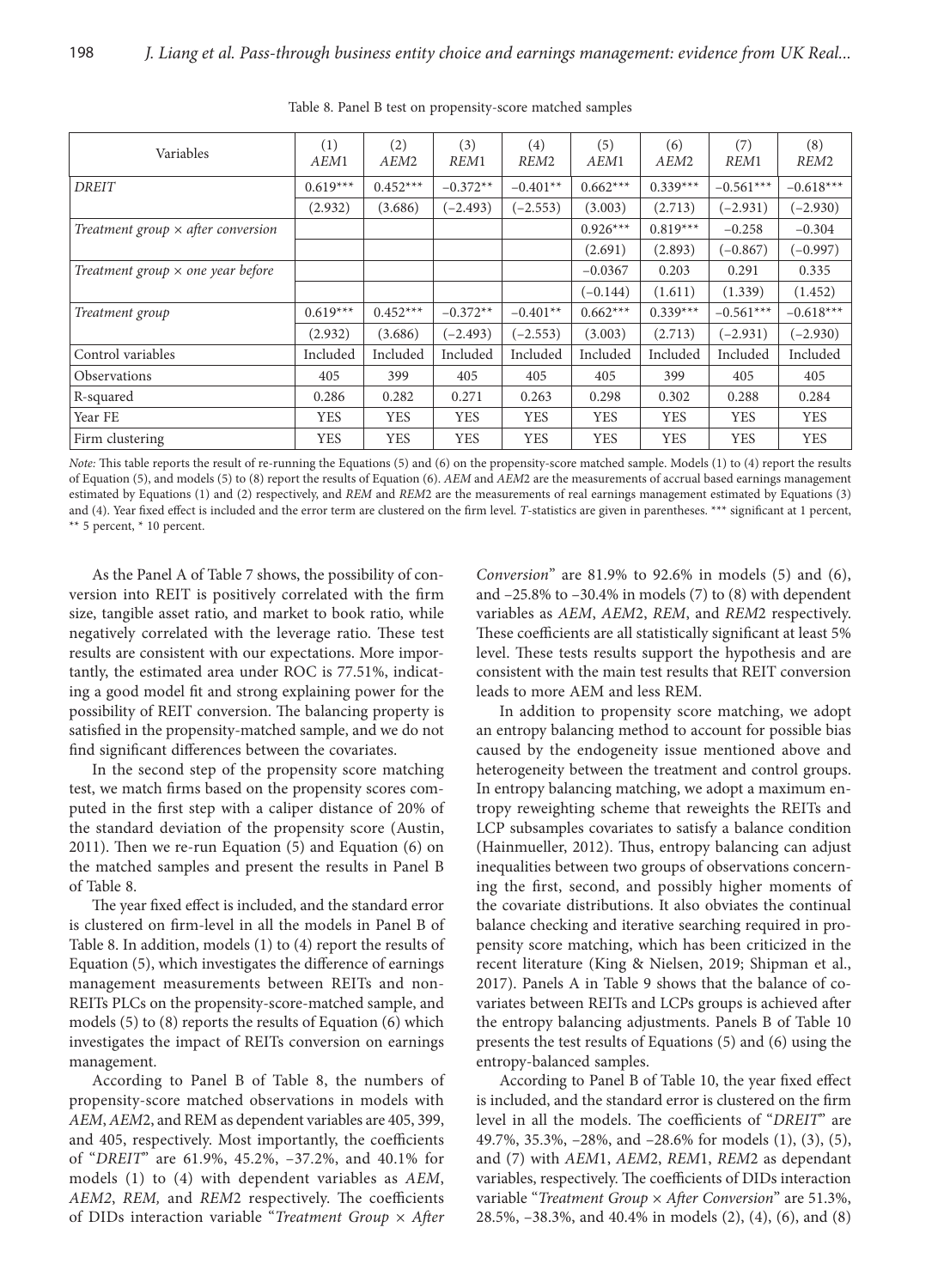Table 8. Panel B test on propensity-score matched samples

| Variables | (1) *AEM*1 | (2) *AEM*2 | (3) *REM*1 | (4) *REM*2 | (5) *AEM*1 | (6) *AEM*2 | (7) *REM*1 | (8) *REM*2 |
|---|---|---|---|---|---|---|---|---|
| *DREIT* | 0.619*** | 0.452*** | −0.372** | −0.401** | 0.662*** | 0.339*** | −0.561*** | −0.618*** |
| | (2.932) | (3.686) | (−2.493) | (−2.553) | (3.003) | (2.713) | (−2.931) | (−2.930) |
| *Treatment group × after conversion* | | | | | 0.926*** | 0.819*** | −0.258 | −0.304 |
| | | | | | (2.691) | (2.893) | (−0.867) | (−0.997) |
| *Treatment group × one year before* | | | | | −0.0367 | 0.203 | 0.291 | 0.335 |
| | | | | | (−0.144) | (1.611) | (1.339) | (1.452) |
| *Treatment group* | 0.619*** | 0.452*** | −0.372** | −0.401** | 0.662*** | 0.339*** | −0.561*** | −0.618*** |
| | (2.932) | (3.686) | (−2.493) | (−2.553) | (3.003) | (2.713) | (−2.931) | (−2.930) |
| Control variables | Included | Included | Included | Included | Included | Included | Included | Included |
| Observations | 405 | 399 | 405 | 405 | 405 | 399 | 405 | 405 |
| R-squared | 0.286 | 0.282 | 0.271 | 0.263 | 0.298 | 0.302 | 0.288 | 0.284 |
| Year FE | YES | YES | YES | YES | YES | YES | YES | YES |
| Firm clustering | YES | YES | YES | YES | YES | YES | YES | YES |

*Note:* This table reports the result of re-running the Equations (5) and (6) on the propensity-score matched sample. Models (1) to (4) report the results of Equation (5), and models (5) to (8) report the results of Equation (6). *AEM* and *AEM*2 are the measurements of accrual based earnings management estimated by Equations (1) and (2) respectively, and *REM* and *REM*2 are the measurements of real earnings management estimated by Equations (3) and (4). Year fixed effect is included and the error term are clustered on the firm level. *T*-statistics are given in parentheses. *** significant at 1 percent, ** 5 percent, * 10 percent.

As the Panel A of Table 7 shows, the possibility of conversion into REIT is positively correlated with the firm size, tangible asset ratio, and market to book ratio, while negatively correlated with the leverage ratio. These test results are consistent with our expectations. More importantly, the estimated area under ROC is 77.51%, indicating a good model fit and strong explaining power for the possibility of REIT conversion. The balancing property is satisfied in the propensity-matched sample, and we do not find significant differences between the covariates.

In the second step of the propensity score matching test, we match firms based on the propensity scores computed in the first step with a caliper distance of 20% of the standard deviation of the propensity score (Austin, 2011). Then we re-run Equation (5) and Equation (6) on the matched samples and present the results in Panel B of Table 8.

The year fixed effect is included, and the standard error is clustered on firm-level in all the models in Panel B of Table 8. In addition, models (1) to (4) report the results of Equation (5), which investigates the difference of earnings management measurements between REITs and non-REITs PLCs on the propensity-score-matched sample, and models (5) to (8) reports the results of Equation (6) which investigates the impact of REITs conversion on earnings management.

According to Panel B of Table 8, the numbers of propensity-score matched observations in models with *AEM*, *AEM*2, and REM as dependent variables are 405, 399, and 405, respectively. Most importantly, the coefficients of "*DREIT*" are 61.9%, 45.2%, −37.2%, and 40.1% for models (1) to (4) with dependent variables as *AEM*, *AEM2*, *REM,* and *REM*2 respectively. The coefficients of DIDs interaction variable "*Treatment group × After Conversion*" are 81.9% to 92.6% in models (5) and (6), and −25.8% to −30.4% in models (7) to (8) with dependent variables as *AEM*, *AEM*2, *REM*, and *REM*2 respectively. These coefficients are all statistically significant at least 5% level. These tests results support the hypothesis and are consistent with the main test results that REIT conversion leads to more AEM and less REM.

In addition to propensity score matching, we adopt an entropy balancing method to account for possible bias caused by the endogeneity issue mentioned above and heterogeneity between the treatment and control groups. In entropy balancing matching, we adopt a maximum entropy reweighting scheme that reweights the REITs and LCP subsamples covariates to satisfy a balance condition (Hainmueller, 2012). Thus, entropy balancing can adjust inequalities between two groups of observations concerning the first, second, and possibly higher moments of the covariate distributions. It also obviates the continual balance checking and iterative searching required in propensity score matching, which has been criticized in the recent literature (King & Nielsen, 2019; Shipman et al., 2017). Panels A in Table 9 shows that the balance of covariates between REITs and LCPs groups is achieved after the entropy balancing adjustments. Panels B of Table 10 presents the test results of Equations (5) and (6) using the entropy-balanced samples.

According to Panel B of Table 10, the year fixed effect is included, and the standard error is clustered on the firm level in all the models. The coefficients of "*DREIT*" are 49.7%, 35.3%, −28%, and −28.6% for models (1), (3), (5), and (7) with *AEM*1, *AEM*2, *REM*1, *REM*2 as dependant variables, respectively. The coefficients of DIDs interaction variable "*Treatment Group × After Conversion*" are 51.3%, 28.5%, −38.3%, and 40.4% in models (2), (4), (6), and (8)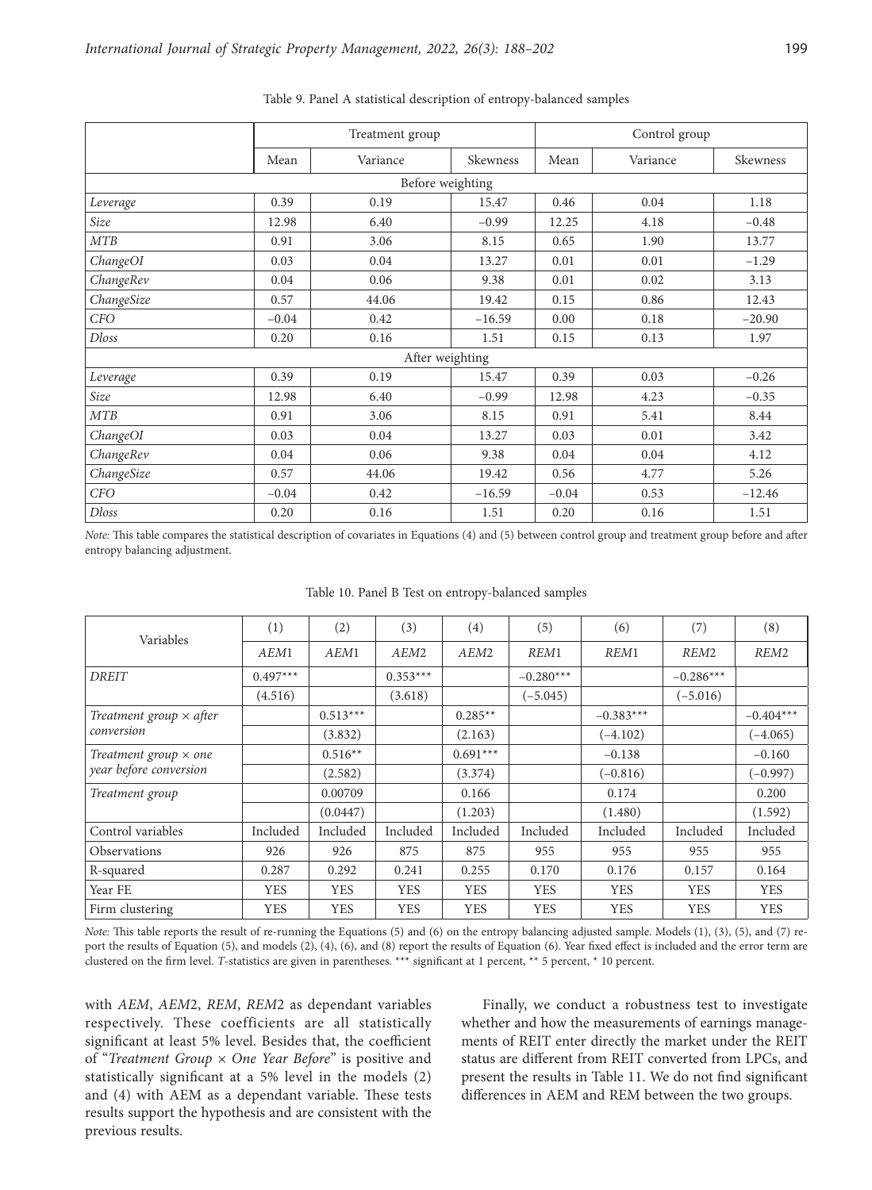Table 9. Panel A statistical description of entropy-balanced samples

| | Treatment group | | | Control group | | |
|---|---|---|---|---|---|---|
| | Mean | Variance | Skewness | Mean | Variance | Skewness |
| Before weighting | | | | | | |
| *Leverage* | 0.39 | 0.19 | 15.47 | 0.46 | 0.04 | 1.18 |
| *Size* | 12.98 | 6.40 | −0.99 | 12.25 | 4.18 | −0.48 |
| *MTB* | 0.91 | 3.06 | 8.15 | 0.65 | 1.90 | 13.77 |
| *ChangeOI* | 0.03 | 0.04 | 13.27 | 0.01 | 0.01 | −1.29 |
| *ChangeRev* | 0.04 | 0.06 | 9.38 | 0.01 | 0.02 | 3.13 |
| *ChangeSize* | 0.57 | 44.06 | 19.42 | 0.15 | 0.86 | 12.43 |
| *CFO* | −0.04 | 0.42 | −16.59 | 0.00 | 0.18 | −20.90 |
| *Dloss* | 0.20 | 0.16 | 1.51 | 0.15 | 0.13 | 1.97 |
| After weighting | | | | | | |
| *Leverage* | 0.39 | 0.19 | 15.47 | 0.39 | 0.03 | −0.26 |
| *Size* | 12.98 | 6.40 | −0.99 | 12.98 | 4.23 | −0.35 |
| *MTB* | 0.91 | 3.06 | 8.15 | 0.91 | 5.41 | 8.44 |
| *ChangeOI* | 0.03 | 0.04 | 13.27 | 0.03 | 0.01 | 3.42 |
| *ChangeRev* | 0.04 | 0.06 | 9.38 | 0.04 | 0.04 | 4.12 |
| *ChangeSize* | 0.57 | 44.06 | 19.42 | 0.56 | 4.77 | 5.26 |
| *CFO* | −0.04 | 0.42 | −16.59 | −0.04 | 0.53 | −12.46 |
| *Dloss* | 0.20 | 0.16 | 1.51 | 0.20 | 0.16 | 1.51 |

*Note:* This table compares the statistical description of covariates in Equations (4) and (5) between control group and treatment group before and after entropy balancing adjustment.

Table 10. Panel B Test on entropy-balanced samples

| Variables | (1) | (2) | (3) | (4) | (5) | (6) | (7) | (8) |
|---|---|---|---|---|---|---|---|---|
| | *AEM*1 | *AEM*1 | *AEM*2 | *AEM*2 | *REM*1 | *REM*1 | *REM*2 | *REM*2 |
| *DREIT* | 0.497*** | | 0.353*** | | −0.280*** | | −0.286*** | |
| | (4.516) | | (3.618) | | (−5.045) | | (−5.016) | |
| *Treatment group × after conversion* | | 0.513*** | | 0.285** | | −0.383*** | | −0.404*** |
| | | (3.832) | | (2.163) | | (−4.102) | | (−4.065) |
| *Treatment group × one year before conversion* | | 0.516** | | 0.691*** | | −0.138 | | −0.160 |
| | | (2.582) | | (3.374) | | (−0.816) | | (−0.997) |
| *Treatment group* | | 0.00709 | | 0.166 | | 0.174 | | 0.200 |
| | | (0.0447) | | (1.203) | | (1.480) | | (1.592) |
| Control variables | Included | Included | Included | Included | Included | Included | Included | Included |
| Observations | 926 | 926 | 875 | 875 | 955 | 955 | 955 | 955 |
| R-squared | 0.287 | 0.292 | 0.241 | 0.255 | 0.170 | 0.176 | 0.157 | 0.164 |
| Year FE | YES | YES | YES | YES | YES | YES | YES | YES |
| Firm clustering | YES | YES | YES | YES | YES | YES | YES | YES |

*Note:* This table reports the result of re-running the Equations (5) and (6) on the entropy balancing adjusted sample. Models (1), (3), (5), and (7) report the results of Equation (5), and models (2), (4), (6), and (8) report the results of Equation (6). Year fixed effect is included and the error term are clustered on the firm level. *T*-statistics are given in parentheses. *** significant at 1 percent, ** 5 percent, * 10 percent.

with *AEM*, *AEM*2, *REM*, *REM*2 as dependant variables respectively. These coefficients are all statistically significant at least 5% level. Besides that, the coefficient of "*Treatment Group × One Year Before*" is positive and statistically significant at a 5% level in the models (2) and (4) with AEM as a dependant variable. These tests results support the hypothesis and are consistent with the previous results.

Finally, we conduct a robustness test to investigate whether and how the measurements of earnings managements of REIT enter directly the market under the REIT status are different from REIT converted from LPCs, and present the results in Table 11. We do not find significant differences in AEM and REM between the two groups.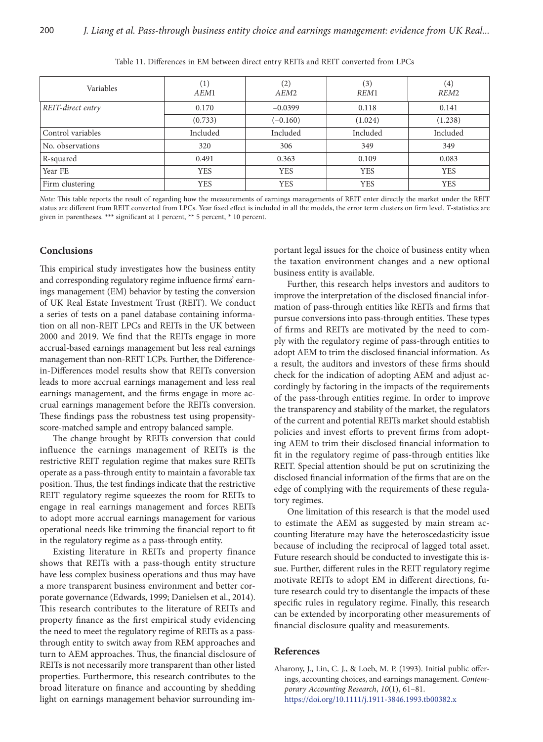Table 11. Differences in EM between direct entry REITs and REIT converted from LPCs

| Variables | (1) *AEM1* | (2) *AEM2* | (3) *REM1* | (4) *REM2* |
|---|---|---|---|---|
| *REIT-direct entry* | 0.170 | –0.0399 | 0.118 | 0.141 |
| | (0.733) | (–0.160) | (1.024) | (1.238) |
| Control variables | Included | Included | Included | Included |
| No. observations | 320 | 306 | 349 | 349 |
| R-squared | 0.491 | 0.363 | 0.109 | 0.083 |
| Year FE | YES | YES | YES | YES |
| Firm clustering | YES | YES | YES | YES |

*Note:* This table reports the result of regarding how the measurements of earnings managements of REIT enter directly the market under the REIT status are different from REIT converted from LPCs. Year fixed effect is included in all the models, the error term clusters on firm level. *T*-statistics are given in parentheses. *** significant at 1 percent, ** 5 percent, * 10 percent.

## Conclusions

This empirical study investigates how the business entity and corresponding regulatory regime influence firms' earnings management (EM) behavior by testing the conversion of UK Real Estate Investment Trust (REIT). We conduct a series of tests on a panel database containing information on all non-REIT LPCs and REITs in the UK between 2000 and 2019. We find that the REITs engage in more accrual-based earnings management but less real earnings management than non-REIT LCPs. Further, the Difference-in-Differences model results show that REITs conversion leads to more accrual earnings management and less real earnings management, and the firms engage in more accrual earnings management before the REITs conversion. These findings pass the robustness test using propensity-score-matched sample and entropy balanced sample.

The change brought by REITs conversion that could influence the earnings management of REITs is the restrictive REIT regulation regime that makes sure REITs operate as a pass-through entity to maintain a favorable tax position. Thus, the test findings indicate that the restrictive REIT regulatory regime squeezes the room for REITs to engage in real earnings management and forces REITs to adopt more accrual earnings management for various operational needs like trimming the financial report to fit in the regulatory regime as a pass-through entity.

Existing literature in REITs and property finance shows that REITs with a pass-though entity structure have less complex business operations and thus may have a more transparent business environment and better corporate governance (Edwards, 1999; Danielsen et al., 2014). This research contributes to the literature of REITs and property finance as the first empirical study evidencing the need to meet the regulatory regime of REITs as a pass-through entity to switch away from REM approaches and turn to AEM approaches. Thus, the financial disclosure of REITs is not necessarily more transparent than other listed properties. Furthermore, this research contributes to the broad literature on finance and accounting by shedding light on earnings management behavior surrounding important legal issues for the choice of business entity when the taxation environment changes and a new optional business entity is available.

Further, this research helps investors and auditors to improve the interpretation of the disclosed financial information of pass-through entities like REITs and firms that pursue conversions into pass-through entities. These types of firms and REITs are motivated by the need to comply with the regulatory regime of pass-through entities to adopt AEM to trim the disclosed financial information. As a result, the auditors and investors of these firms should check for the indication of adopting AEM and adjust accordingly by factoring in the impacts of the requirements of the pass-through entities regime. In order to improve the transparency and stability of the market, the regulators of the current and potential REITs market should establish policies and invest efforts to prevent firms from adopting AEM to trim their disclosed financial information to fit in the regulatory regime of pass-through entities like REIT. Special attention should be put on scrutinizing the disclosed financial information of the firms that are on the edge of complying with the requirements of these regulatory regimes.

One limitation of this research is that the model used to estimate the AEM as suggested by main stream accounting literature may have the heteroscedasticity issue because of including the reciprocal of lagged total asset. Future research should be conducted to investigate this issue. Further, different rules in the REIT regulatory regime motivate REITs to adopt EM in different directions, future research could try to disentangle the impacts of these specific rules in regulatory regime. Finally, this research can be extended by incorporating other measurements of financial disclosure quality and measurements.

## References

Aharony, J., Lin, C. J., & Loeb, M. P. (1993). Initial public offerings, accounting choices, and earnings management. *Contemporary Accounting Research*, *10*(1), 61–81. https://doi.org/10.1111/j.1911-3846.1993.tb00382.x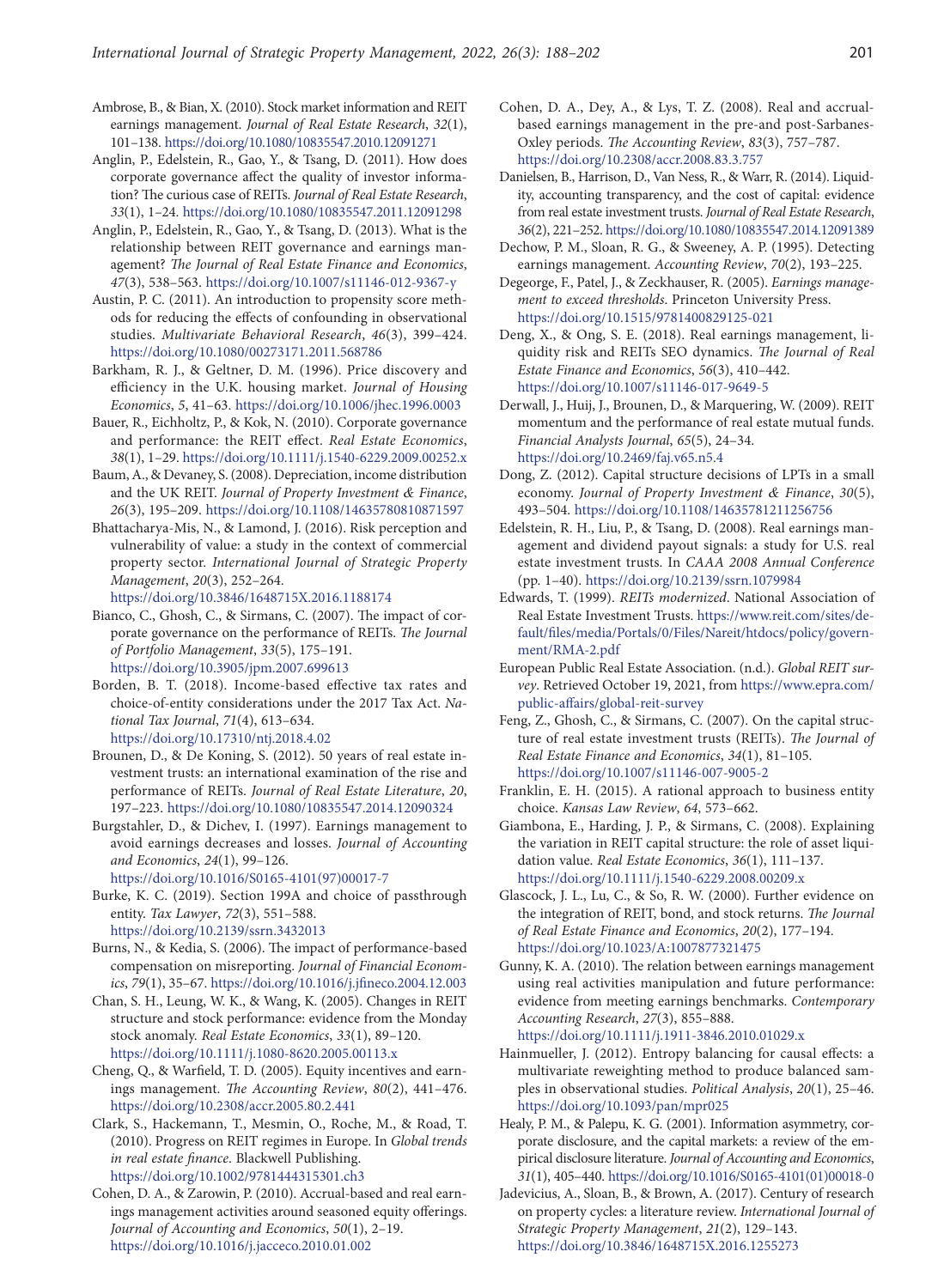Ambrose, B., & Bian, X. (2010). Stock market information and REIT earnings management. *Journal of Real Estate Research*, *32*(1), 101–138. https://doi.org/10.1080/10835547.2010.12091271

Anglin, P., Edelstein, R., Gao, Y., & Tsang, D. (2011). How does corporate governance affect the quality of investor information? The curious case of REITs. *Journal of Real Estate Research*, *33*(1), 1–24. https://doi.org/10.1080/10835547.2011.12091298

Anglin, P., Edelstein, R., Gao, Y., & Tsang, D. (2013). What is the relationship between REIT governance and earnings management? *The Journal of Real Estate Finance and Economics*, *47*(3), 538–563. https://doi.org/10.1007/s11146-012-9367-y

Austin, P. C. (2011). An introduction to propensity score methods for reducing the effects of confounding in observational studies. *Multivariate Behavioral Research*, *46*(3), 399–424. https://doi.org/10.1080/00273171.2011.568786

Barkham, R. J., & Geltner, D. M. (1996). Price discovery and efficiency in the U.K. housing market. *Journal of Housing Economics*, *5*, 41–63. https://doi.org/10.1006/jhec.1996.0003

Bauer, R., Eichholtz, P., & Kok, N. (2010). Corporate governance and performance: the REIT effect. *Real Estate Economics*, *38*(1), 1–29. https://doi.org/10.1111/j.1540-6229.2009.00252.x

Baum, A., & Devaney, S. (2008). Depreciation, income distribution and the UK REIT. *Journal of Property Investment & Finance*, *26*(3), 195–209. https://doi.org/10.1108/14635780810871597

Bhattacharya-Mis, N., & Lamond, J. (2016). Risk perception and vulnerability of value: a study in the context of commercial property sector. *International Journal of Strategic Property Management*, *20*(3), 252–264. https://doi.org/10.3846/1648715X.2016.1188174

Bianco, C., Ghosh, C., & Sirmans, C. (2007). The impact of corporate governance on the performance of REITs. *The Journal of Portfolio Management*, *33*(5), 175–191. https://doi.org/10.3905/jpm.2007.699613

Borden, B. T. (2018). Income-based effective tax rates and choice-of-entity considerations under the 2017 Tax Act. *National Tax Journal*, *71*(4), 613–634. https://doi.org/10.17310/ntj.2018.4.02

Brounen, D., & De Koning, S. (2012). 50 years of real estate investment trusts: an international examination of the rise and performance of REITs. *Journal of Real Estate Literature*, *20*, 197–223. https://doi.org/10.1080/10835547.2014.12090324

Burgstahler, D., & Dichev, I. (1997). Earnings management to avoid earnings decreases and losses. *Journal of Accounting and Economics*, *24*(1), 99–126. https://doi.org/10.1016/S0165-4101(97)00017-7

Burke, K. C. (2019). Section 199A and choice of passthrough entity. *Tax Lawyer*, *72*(3), 551–588. https://doi.org/10.2139/ssrn.3432013

Burns, N., & Kedia, S. (2006). The impact of performance-based compensation on misreporting. *Journal of Financial Economics*, *79*(1), 35–67. https://doi.org/10.1016/j.jfineco.2004.12.003

Chan, S. H., Leung, W. K., & Wang, K. (2005). Changes in REIT structure and stock performance: evidence from the Monday stock anomaly. *Real Estate Economics*, *33*(1), 89–120. https://doi.org/10.1111/j.1080-8620.2005.00113.x

Cheng, Q., & Warfield, T. D. (2005). Equity incentives and earnings management. *The Accounting Review*, *80*(2), 441–476. https://doi.org/10.2308/accr.2005.80.2.441

Clark, S., Hackemann, T., Mesmin, O., Roche, M., & Road, T. (2010). Progress on REIT regimes in Europe. In *Global trends in real estate finance*. Blackwell Publishing. https://doi.org/10.1002/9781444315301.ch3

Cohen, D. A., & Zarowin, P. (2010). Accrual-based and real earnings management activities around seasoned equity offerings. *Journal of Accounting and Economics*, *50*(1), 2–19. https://doi.org/10.1016/j.jacceco.2010.01.002

Cohen, D. A., Dey, A., & Lys, T. Z. (2008). Real and accrual-based earnings management in the pre-and post-Sarbanes-Oxley periods. *The Accounting Review*, *83*(3), 757–787. https://doi.org/10.2308/accr.2008.83.3.757

Danielsen, B., Harrison, D., Van Ness, R., & Warr, R. (2014). Liquidity, accounting transparency, and the cost of capital: evidence from real estate investment trusts. *Journal of Real Estate Research*, *36*(2), 221–252. https://doi.org/10.1080/10835547.2014.12091389

Dechow, P. M., Sloan, R. G., & Sweeney, A. P. (1995). Detecting earnings management. *Accounting Review*, *70*(2), 193–225.

Degeorge, F., Patel, J., & Zeckhauser, R. (2005). *Earnings management to exceed thresholds*. Princeton University Press. https://doi.org/10.1515/9781400829125-021

Deng, X., & Ong, S. E. (2018). Real earnings management, liquidity risk and REITs SEO dynamics. *The Journal of Real Estate Finance and Economics*, *56*(3), 410–442. https://doi.org/10.1007/s11146-017-9649-5

Derwall, J., Huij, J., Brounen, D., & Marquering, W. (2009). REIT momentum and the performance of real estate mutual funds. *Financial Analysts Journal*, *65*(5), 24–34. https://doi.org/10.2469/faj.v65.n5.4

Dong, Z. (2012). Capital structure decisions of LPTs in a small economy. *Journal of Property Investment & Finance*, *30*(5), 493–504. https://doi.org/10.1108/14635781211256756

Edelstein, R. H., Liu, P., & Tsang, D. (2008). Real earnings management and dividend payout signals: a study for U.S. real estate investment trusts. In *CAAA 2008 Annual Conference* (pp. 1–40). https://doi.org/10.2139/ssrn.1079984

Edwards, T. (1999). *REITs modernized*. National Association of Real Estate Investment Trusts. https://www.reit.com/sites/default/files/media/Portals/0/Files/Nareit/htdocs/policy/government/RMA-2.pdf

European Public Real Estate Association. (n.d.). *Global REIT survey*. Retrieved October 19, 2021, from https://www.epra.com/public-affairs/global-reit-survey

Feng, Z., Ghosh, C., & Sirmans, C. (2007). On the capital structure of real estate investment trusts (REITs). *The Journal of Real Estate Finance and Economics*, *34*(1), 81–105. https://doi.org/10.1007/s11146-007-9005-2

Franklin, E. H. (2015). A rational approach to business entity choice. *Kansas Law Review*, *64*, 573–662.

Giambona, E., Harding, J. P., & Sirmans, C. (2008). Explaining the variation in REIT capital structure: the role of asset liquidation value. *Real Estate Economics*, *36*(1), 111–137. https://doi.org/10.1111/j.1540-6229.2008.00209.x

Glascock, J. L., Lu, C., & So, R. W. (2000). Further evidence on the integration of REIT, bond, and stock returns. *The Journal of Real Estate Finance and Economics*, *20*(2), 177–194. https://doi.org/10.1023/A:1007877321475

Gunny, K. A. (2010). The relation between earnings management using real activities manipulation and future performance: evidence from meeting earnings benchmarks. *Contemporary Accounting Research*, *27*(3), 855–888. https://doi.org/10.1111/j.1911-3846.2010.01029.x

Hainmueller, J. (2012). Entropy balancing for causal effects: a multivariate reweighting method to produce balanced samples in observational studies. *Political Analysis*, *20*(1), 25–46. https://doi.org/10.1093/pan/mpr025

Healy, P. M., & Palepu, K. G. (2001). Information asymmetry, corporate disclosure, and the capital markets: a review of the empirical disclosure literature. *Journal of Accounting and Economics*, *31*(1), 405–440. https://doi.org/10.1016/S0165-4101(01)00018-0

Jadevicius, A., Sloan, B., & Brown, A. (2017). Century of research on property cycles: a literature review. *International Journal of Strategic Property Management*, *21*(2), 129–143. https://doi.org/10.3846/1648715X.2016.1255273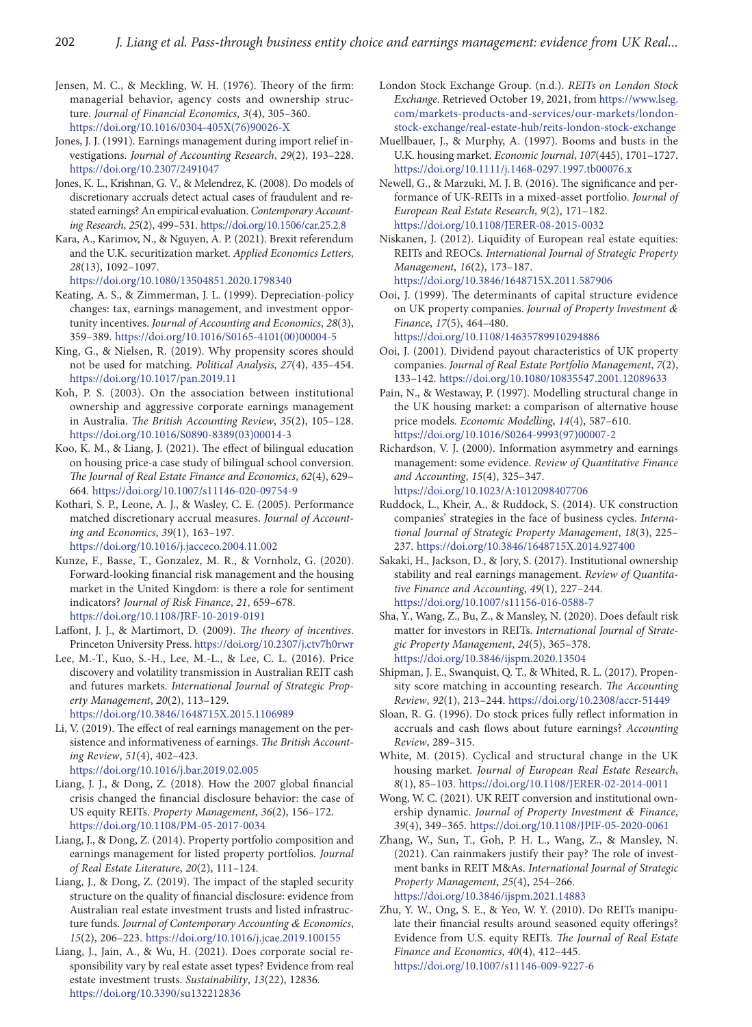Jensen, M. C., & Meckling, W. H. (1976). Theory of the firm: managerial behavior, agency costs and ownership structure. *Journal of Financial Economics*, *3*(4), 305–360. https://doi.org/10.1016/0304-405X(76)90026-X

Jones, J. J. (1991). Earnings management during import relief investigations. *Journal of Accounting Research*, *29*(2), 193–228. https://doi.org/10.2307/2491047

Jones, K. L., Krishnan, G. V., & Melendrez, K. (2008). Do models of discretionary accruals detect actual cases of fraudulent and restated earnings? An empirical evaluation. *Contemporary Accounting Research*, *25*(2), 499–531. https://doi.org/10.1506/car.25.2.8

Kara, A., Karimov, N., & Nguyen, A. P. (2021). Brexit referendum and the U.K. securitization market. *Applied Economics Letters*, *28*(13), 1092–1097. https://doi.org/10.1080/13504851.2020.1798340

Keating, A. S., & Zimmerman, J. L. (1999). Depreciation-policy changes: tax, earnings management, and investment opportunity incentives. *Journal of Accounting and Economics*, *28*(3), 359–389. https://doi.org/10.1016/S0165-4101(00)00004-5

King, G., & Nielsen, R. (2019). Why propensity scores should not be used for matching. *Political Analysis*, *27*(4), 435–454. https://doi.org/10.1017/pan.2019.11

Koh, P. S. (2003). On the association between institutional ownership and aggressive corporate earnings management in Australia. *The British Accounting Review*, *35*(2), 105–128. https://doi.org/10.1016/S0890-8389(03)00014-3

Koo, K. M., & Liang, J. (2021). The effect of bilingual education on housing price-a case study of bilingual school conversion. *The Journal of Real Estate Finance and Economics*, *62*(4), 629–664. https://doi.org/10.1007/s11146-020-09754-9

Kothari, S. P., Leone, A. J., & Wasley, C. E. (2005). Performance matched discretionary accrual measures. *Journal of Accounting and Economics*, *39*(1), 163–197. https://doi.org/10.1016/j.jacceco.2004.11.002

Kunze, F., Basse, T., Gonzalez, M. R., & Vornholz, G. (2020). Forward-looking financial risk management and the housing market in the United Kingdom: is there a role for sentiment indicators? *Journal of Risk Finance*, *21*, 659–678. https://doi.org/10.1108/JRF-10-2019-0191

Laffont, J. J., & Martimort, D. (2009). *The theory of incentives*. Princeton University Press. https://doi.org/10.2307/j.ctv7h0rwr

Lee, M.-T., Kuo, S.-H., Lee, M.-L., & Lee, C. L. (2016). Price discovery and volatility transmission in Australian REIT cash and futures markets. *International Journal of Strategic Property Management*, *20*(2), 113–129. https://doi.org/10.3846/1648715X.2015.1106989

Li, V. (2019). The effect of real earnings management on the persistence and informativeness of earnings. *The British Accounting Review*, *51*(4), 402–423. https://doi.org/10.1016/j.bar.2019.02.005

Liang, J. J., & Dong, Z. (2018). How the 2007 global financial crisis changed the financial disclosure behavior: the case of US equity REITs. *Property Management*, *36*(2), 156–172. https://doi.org/10.1108/PM-05-2017-0034

Liang, J., & Dong, Z. (2014). Property portfolio composition and earnings management for listed property portfolios. *Journal of Real Estate Literature*, *20*(2), 111–124.

Liang, J., & Dong, Z. (2019). The impact of the stapled security structure on the quality of financial disclosure: evidence from Australian real estate investment trusts and listed infrastructure funds. *Journal of Contemporary Accounting & Economics*, *15*(2), 206–223. https://doi.org/10.1016/j.jcae.2019.100155

Liang, J., Jain, A., & Wu, H. (2021). Does corporate social responsibility vary by real estate asset types? Evidence from real estate investment trusts. *Sustainability*, *13*(22), 12836. https://doi.org/10.3390/su132212836

London Stock Exchange Group. (n.d.). *REITs on London Stock Exchange*. Retrieved October 19, 2021, from https://www.lseg.com/markets-products-and-services/our-markets/london-stock-exchange/real-estate-hub/reits-london-stock-exchange

Muellbauer, J., & Murphy, A. (1997). Booms and busts in the U.K. housing market. *Economic Journal*, *107*(445), 1701–1727. https://doi.org/10.1111/j.1468-0297.1997.tb00076.x

Newell, G., & Marzuki, M. J. B. (2016). The significance and performance of UK-REITs in a mixed-asset portfolio. *Journal of European Real Estate Research*, *9*(2), 171–182. https://doi.org/10.1108/JERER-08-2015-0032

Niskanen, J. (2012). Liquidity of European real estate equities: REITs and REOCs. *International Journal of Strategic Property Management*, *16*(2), 173–187. https://doi.org/10.3846/1648715X.2011.587906

Ooi, J. (1999). The determinants of capital structure evidence on UK property companies. *Journal of Property Investment & Finance*, *17*(5), 464–480. https://doi.org/10.1108/14635789910294886

Ooi, J. (2001). Dividend payout characteristics of UK property companies. *Journal of Real Estate Portfolio Management*, *7*(2), 133–142. https://doi.org/10.1080/10835547.2001.12089633

Pain, N., & Westaway, P. (1997). Modelling structural change in the UK housing market: a comparison of alternative house price models. *Economic Modelling*, *14*(4), 587–610. https://doi.org/10.1016/S0264-9993(97)00007-2

Richardson, V. J. (2000). Information asymmetry and earnings management: some evidence. *Review of Quantitative Finance and Accounting*, *15*(4), 325–347. https://doi.org/10.1023/A:1012098407706

Ruddock, L., Kheir, A., & Ruddock, S. (2014). UK construction companies' strategies in the face of business cycles. *International Journal of Strategic Property Management*, *18*(3), 225–237. https://doi.org/10.3846/1648715X.2014.927400

Sakaki, H., Jackson, D., & Jory, S. (2017). Institutional ownership stability and real earnings management. *Review of Quantitative Finance and Accounting*, *49*(1), 227–244. https://doi.org/10.1007/s11156-016-0588-7

Sha, Y., Wang, Z., Bu, Z., & Mansley, N. (2020). Does default risk matter for investors in REITs. *International Journal of Strategic Property Management*, *24*(5), 365–378. https://doi.org/10.3846/ijspm.2020.13504

Shipman, J. E., Swanquist, Q. T., & Whited, R. L. (2017). Propensity score matching in accounting research. *The Accounting Review*, *92*(1), 213–244. https://doi.org/10.2308/accr-51449

Sloan, R. G. (1996). Do stock prices fully reflect information in accruals and cash flows about future earnings? *Accounting Review*, 289–315.

White, M. (2015). Cyclical and structural change in the UK housing market. *Journal of European Real Estate Research*, *8*(1), 85–103. https://doi.org/10.1108/JERER-02-2014-0011

Wong, W. C. (2021). UK REIT conversion and institutional ownership dynamic. *Journal of Property Investment & Finance*, *39*(4), 349–365. https://doi.org/10.1108/JPIF-05-2020-0061

Zhang, W., Sun, T., Goh, P. H. L., Wang, Z., & Mansley, N. (2021). Can rainmakers justify their pay? The role of investment banks in REIT M&As. *International Journal of Strategic Property Management*, *25*(4), 254–266. https://doi.org/10.3846/ijspm.2021.14883

Zhu, Y. W., Ong, S. E., & Yeo, W. Y. (2010). Do REITs manipulate their financial results around seasoned equity offerings? Evidence from U.S. equity REITs. *The Journal of Real Estate Finance and Economics*, *40*(4), 412–445. https://doi.org/10.1007/s11146-009-9227-6